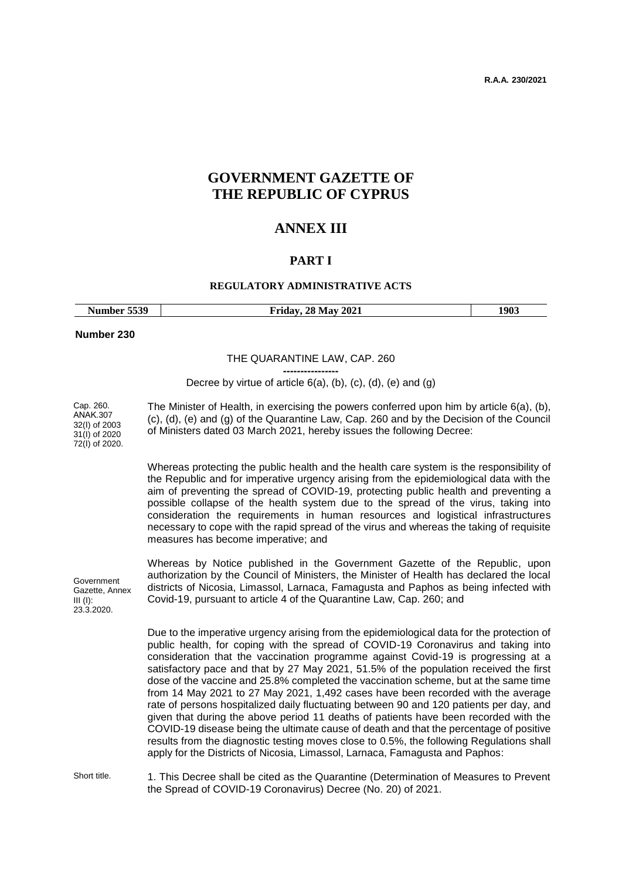R.A.A. 230/2021

# GOVERNMENT GAZETTE OF THE REPUBLIC OF CYPRUS

## ANNEX III

### PART I

#### REGULATORY ADMINISTRATIVE ACTS

| Number 5539 | Friday, 28 May 2021 | 1903 |
|---|---|---|

**Number 230**

THE QUARANTINE LAW, CAP. 260

----------------

Decree by virtue of article 6(a), (b), (c), (d), (e) and (g)

Cap. 260.
ANAK.307
32(I) of 2003
31(I) of 2020
72(I) of 2020.

The Minister of Health, in exercising the powers conferred upon him by article 6(a), (b), (c), (d), (e) and (g) of the Quarantine Law, Cap. 260 and by the Decision of the Council of Ministers dated 03 March 2021, hereby issues the following Decree:

Whereas protecting the public health and the health care system is the responsibility of the Republic and for imperative urgency arising from the epidemiological data with the aim of preventing the spread of COVID-19, protecting public health and preventing a possible collapse of the health system due to the spread of the virus, taking into consideration the requirements in human resources and logistical infrastructures necessary to cope with the rapid spread of the virus and whereas the taking of requisite measures has become imperative; and

Government Gazette, Annex III (I): 23.3.2020.

Whereas by Notice published in the Government Gazette of the Republic, upon authorization by the Council of Ministers, the Minister of Health has declared the local districts of Nicosia, Limassol, Larnaca, Famagusta and Paphos as being infected with Covid-19, pursuant to article 4 of the Quarantine Law, Cap. 260; and

Due to the imperative urgency arising from the epidemiological data for the protection of public health, for coping with the spread of COVID-19 Coronavirus and taking into consideration that the vaccination programme against Covid-19 is progressing at a satisfactory pace and that by 27 May 2021, 51.5% of the population received the first dose of the vaccine and 25.8% completed the vaccination scheme, but at the same time from 14 May 2021 to 27 May 2021, 1,492 cases have been recorded with the average rate of persons hospitalized daily fluctuating between 90 and 120 patients per day, and given that during the above period 11 deaths of patients have been recorded with the COVID-19 disease being the ultimate cause of death and that the percentage of positive results from the diagnostic testing moves close to 0.5%, the following Regulations shall apply for the Districts of Nicosia, Limassol, Larnaca, Famagusta and Paphos:

Short title.

1. This Decree shall be cited as the Quarantine (Determination of Measures to Prevent the Spread of COVID-19 Coronavirus) Decree (No. 20) of 2021.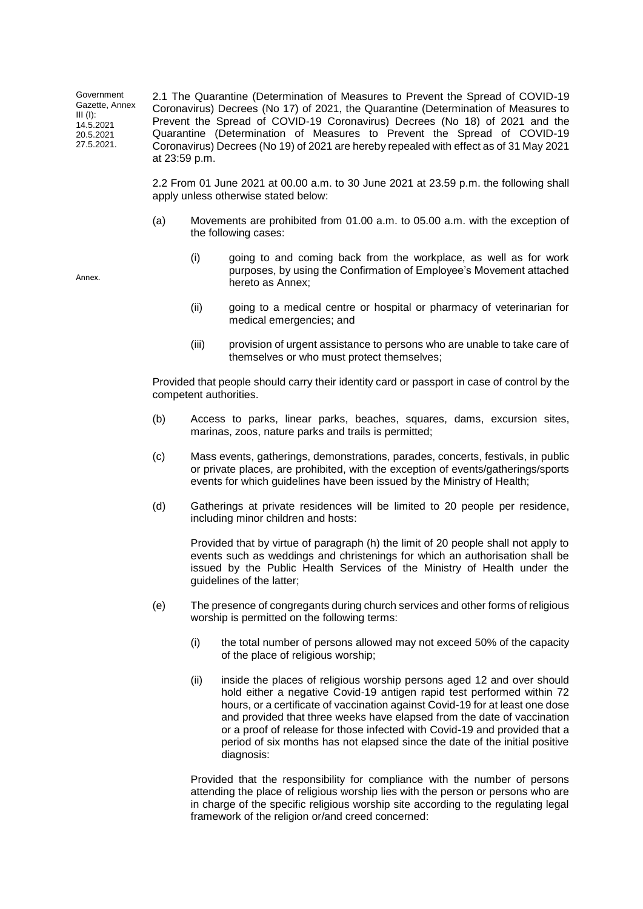Government Gazette, Annex III (I): 14.5.2021 20.5.2021 27.5.2021.

2.1 The Quarantine (Determination of Measures to Prevent the Spread of COVID-19 Coronavirus) Decrees (No 17) of 2021, the Quarantine (Determination of Measures to Prevent the Spread of COVID-19 Coronavirus) Decrees (No 18) of 2021 and the Quarantine (Determination of Measures to Prevent the Spread of COVID-19 Coronavirus) Decrees (No 19) of 2021 are hereby repealed with effect as of 31 May 2021 at 23:59 p.m.

2.2 From 01 June 2021 at 00.00 a.m. to 30 June 2021 at 23.59 p.m. the following shall apply unless otherwise stated below:

(a) Movements are prohibited from 01.00 a.m. to 05.00 a.m. with the exception of the following cases:

Annex.

(i) going to and coming back from the workplace, as well as for work purposes, by using the Confirmation of Employee's Movement attached hereto as Annex;

(ii) going to a medical centre or hospital or pharmacy of veterinarian for medical emergencies; and

(iii) provision of urgent assistance to persons who are unable to take care of themselves or who must protect themselves;

Provided that people should carry their identity card or passport in case of control by the competent authorities.

(b) Access to parks, linear parks, beaches, squares, dams, excursion sites, marinas, zoos, nature parks and trails is permitted;

(c) Mass events, gatherings, demonstrations, parades, concerts, festivals, in public or private places, are prohibited, with the exception of events/gatherings/sports events for which guidelines have been issued by the Ministry of Health;

(d) Gatherings at private residences will be limited to 20 people per residence, including minor children and hosts:

Provided that by virtue of paragraph (h) the limit of 20 people shall not apply to events such as weddings and christenings for which an authorisation shall be issued by the Public Health Services of the Ministry of Health under the guidelines of the latter;

(e) The presence of congregants during church services and other forms of religious worship is permitted on the following terms:

(i) the total number of persons allowed may not exceed 50% of the capacity of the place of religious worship;

(ii) inside the places of religious worship persons aged 12 and over should hold either a negative Covid-19 antigen rapid test performed within 72 hours, or a certificate of vaccination against Covid-19 for at least one dose and provided that three weeks have elapsed from the date of vaccination or a proof of release for those infected with Covid-19 and provided that a period of six months has not elapsed since the date of the initial positive diagnosis:

Provided that the responsibility for compliance with the number of persons attending the place of religious worship lies with the person or persons who are in charge of the specific religious worship site according to the regulating legal framework of the religion or/and creed concerned: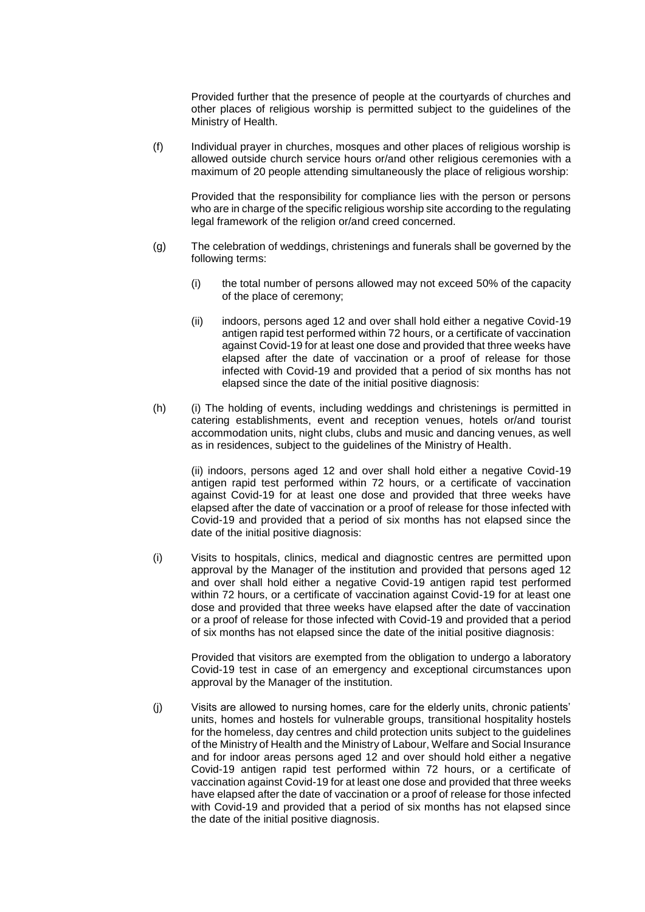Provided further that the presence of people at the courtyards of churches and other places of religious worship is permitted subject to the guidelines of the Ministry of Health.

(f) Individual prayer in churches, mosques and other places of religious worship is allowed outside church service hours or/and other religious ceremonies with a maximum of 20 people attending simultaneously the place of religious worship:

Provided that the responsibility for compliance lies with the person or persons who are in charge of the specific religious worship site according to the regulating legal framework of the religion or/and creed concerned.

(g) The celebration of weddings, christenings and funerals shall be governed by the following terms:

(i) the total number of persons allowed may not exceed 50% of the capacity of the place of ceremony;

(ii) indoors, persons aged 12 and over shall hold either a negative Covid-19 antigen rapid test performed within 72 hours, or a certificate of vaccination against Covid-19 for at least one dose and provided that three weeks have elapsed after the date of vaccination or a proof of release for those infected with Covid-19 and provided that a period of six months has not elapsed since the date of the initial positive diagnosis:

(h) (i) The holding of events, including weddings and christenings is permitted in catering establishments, event and reception venues, hotels or/and tourist accommodation units, night clubs, clubs and music and dancing venues, as well as in residences, subject to the guidelines of the Ministry of Health.

(ii) indoors, persons aged 12 and over shall hold either a negative Covid-19 antigen rapid test performed within 72 hours, or a certificate of vaccination against Covid-19 for at least one dose and provided that three weeks have elapsed after the date of vaccination or a proof of release for those infected with Covid-19 and provided that a period of six months has not elapsed since the date of the initial positive diagnosis:

(i) Visits to hospitals, clinics, medical and diagnostic centres are permitted upon approval by the Manager of the institution and provided that persons aged 12 and over shall hold either a negative Covid-19 antigen rapid test performed within 72 hours, or a certificate of vaccination against Covid-19 for at least one dose and provided that three weeks have elapsed after the date of vaccination or a proof of release for those infected with Covid-19 and provided that a period of six months has not elapsed since the date of the initial positive diagnosis:

Provided that visitors are exempted from the obligation to undergo a laboratory Covid-19 test in case of an emergency and exceptional circumstances upon approval by the Manager of the institution.

(j) Visits are allowed to nursing homes, care for the elderly units, chronic patients' units, homes and hostels for vulnerable groups, transitional hospitality hostels for the homeless, day centres and child protection units subject to the guidelines of the Ministry of Health and the Ministry of Labour, Welfare and Social Insurance and for indoor areas persons aged 12 and over should hold either a negative Covid-19 antigen rapid test performed within 72 hours, or a certificate of vaccination against Covid-19 for at least one dose and provided that three weeks have elapsed after the date of vaccination or a proof of release for those infected with Covid-19 and provided that a period of six months has not elapsed since the date of the initial positive diagnosis.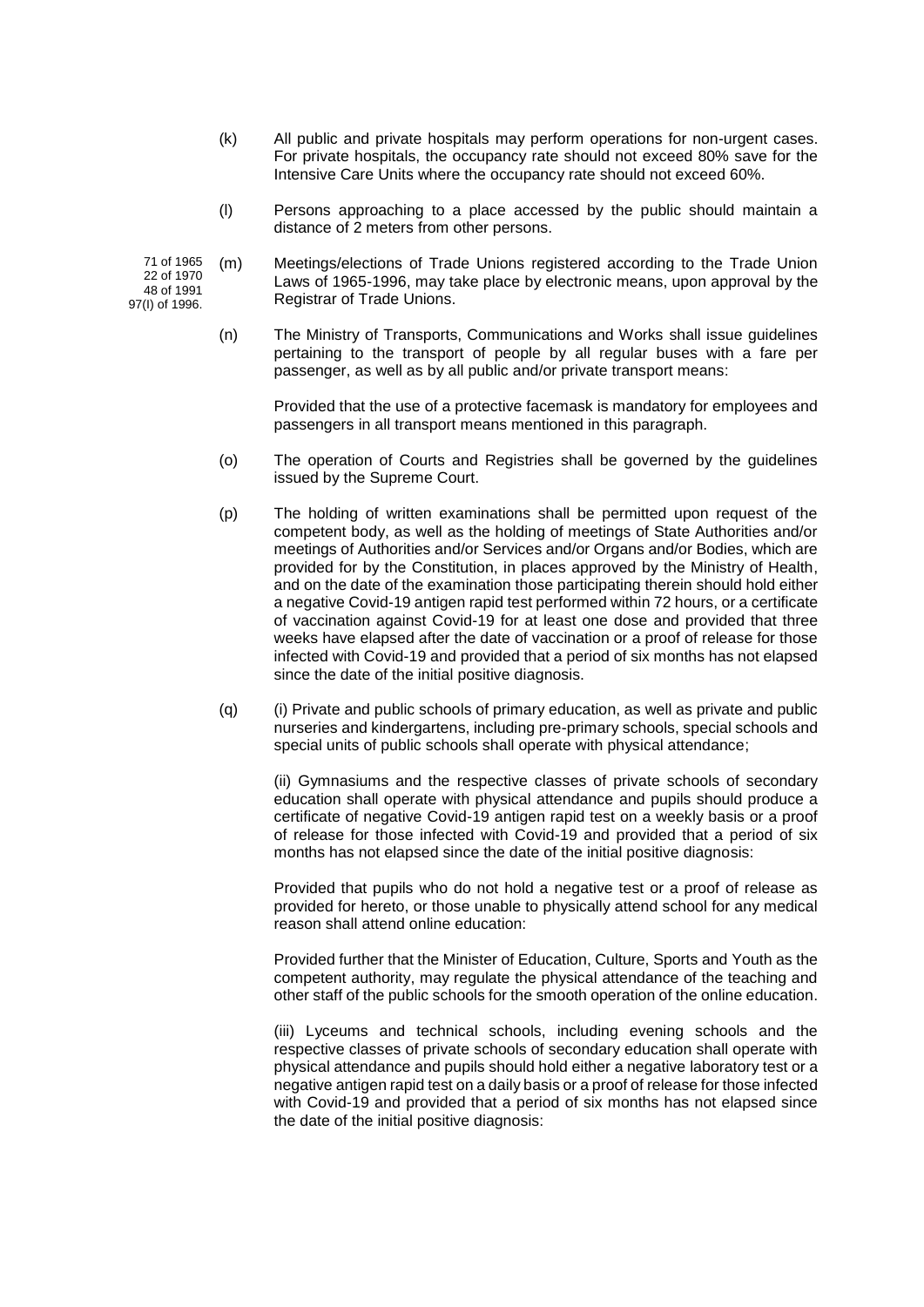(k) All public and private hospitals may perform operations for non-urgent cases. For private hospitals, the occupancy rate should not exceed 80% save for the Intensive Care Units where the occupancy rate should not exceed 60%.

(l) Persons approaching to a place accessed by the public should maintain a distance of 2 meters from other persons.

71 of 1965
22 of 1970
48 of 1991
97(I) of 1996.

(m) Meetings/elections of Trade Unions registered according to the Trade Union Laws of 1965-1996, may take place by electronic means, upon approval by the Registrar of Trade Unions.

(n) The Ministry of Transports, Communications and Works shall issue guidelines pertaining to the transport of people by all regular buses with a fare per passenger, as well as by all public and/or private transport means:

Provided that the use of a protective facemask is mandatory for employees and passengers in all transport means mentioned in this paragraph.

(o) The operation of Courts and Registries shall be governed by the guidelines issued by the Supreme Court.

(p) The holding of written examinations shall be permitted upon request of the competent body, as well as the holding of meetings of State Authorities and/or meetings of Authorities and/or Services and/or Organs and/or Bodies, which are provided for by the Constitution, in places approved by the Ministry of Health, and on the date of the examination those participating therein should hold either a negative Covid-19 antigen rapid test performed within 72 hours, or a certificate of vaccination against Covid-19 for at least one dose and provided that three weeks have elapsed after the date of vaccination or a proof of release for those infected with Covid-19 and provided that a period of six months has not elapsed since the date of the initial positive diagnosis.

(q) (i) Private and public schools of primary education, as well as private and public nurseries and kindergartens, including pre-primary schools, special schools and special units of public schools shall operate with physical attendance;

(ii) Gymnasiums and the respective classes of private schools of secondary education shall operate with physical attendance and pupils should produce a certificate of negative Covid-19 antigen rapid test on a weekly basis or a proof of release for those infected with Covid-19 and provided that a period of six months has not elapsed since the date of the initial positive diagnosis:

Provided that pupils who do not hold a negative test or a proof of release as provided for hereto, or those unable to physically attend school for any medical reason shall attend online education:

Provided further that the Minister of Education, Culture, Sports and Youth as the competent authority, may regulate the physical attendance of the teaching and other staff of the public schools for the smooth operation of the online education.

(iii) Lyceums and technical schools, including evening schools and the respective classes of private schools of secondary education shall operate with physical attendance and pupils should hold either a negative laboratory test or a negative antigen rapid test on a daily basis or a proof of release for those infected with Covid-19 and provided that a period of six months has not elapsed since the date of the initial positive diagnosis: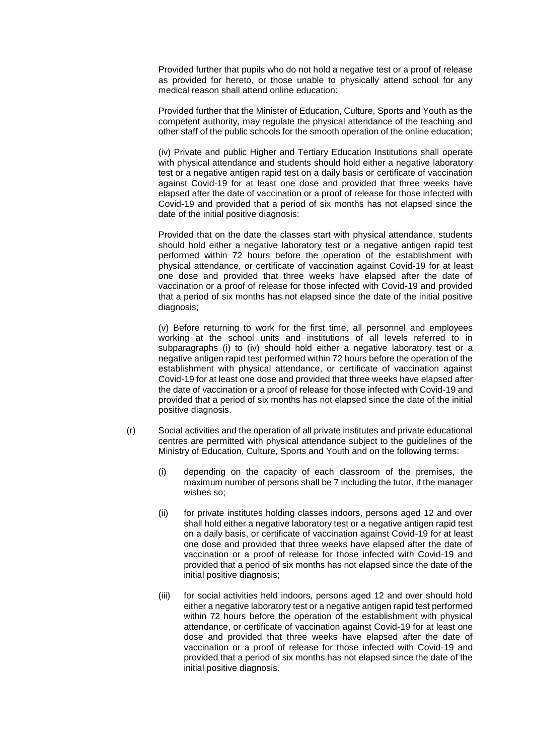Provided further that pupils who do not hold a negative test or a proof of release as provided for hereto, or those unable to physically attend school for any medical reason shall attend online education:

Provided further that the Minister of Education, Culture, Sports and Youth as the competent authority, may regulate the physical attendance of the teaching and other staff of the public schools for the smooth operation of the online education;

(iv) Private and public Higher and Tertiary Education Institutions shall operate with physical attendance and students should hold either a negative laboratory test or a negative antigen rapid test on a daily basis or certificate of vaccination against Covid-19 for at least one dose and provided that three weeks have elapsed after the date of vaccination or a proof of release for those infected with Covid-19 and provided that a period of six months has not elapsed since the date of the initial positive diagnosis:

Provided that on the date the classes start with physical attendance, students should hold either a negative laboratory test or a negative antigen rapid test performed within 72 hours before the operation of the establishment with physical attendance, or certificate of vaccination against Covid-19 for at least one dose and provided that three weeks have elapsed after the date of vaccination or a proof of release for those infected with Covid-19 and provided that a period of six months has not elapsed since the date of the initial positive diagnosis;

(v) Before returning to work for the first time, all personnel and employees working at the school units and institutions of all levels referred to in subparagraphs (i) to (iv) should hold either a negative laboratory test or a negative antigen rapid test performed within 72 hours before the operation of the establishment with physical attendance, or certificate of vaccination against Covid-19 for at least one dose and provided that three weeks have elapsed after the date of vaccination or a proof of release for those infected with Covid-19 and provided that a period of six months has not elapsed since the date of the initial positive diagnosis.

(r) Social activities and the operation of all private institutes and private educational centres are permitted with physical attendance subject to the guidelines of the Ministry of Education, Culture, Sports and Youth and on the following terms:

(i) depending on the capacity of each classroom of the premises, the maximum number of persons shall be 7 including the tutor, if the manager wishes so;

(ii) for private institutes holding classes indoors, persons aged 12 and over shall hold either a negative laboratory test or a negative antigen rapid test on a daily basis, or certificate of vaccination against Covid-19 for at least one dose and provided that three weeks have elapsed after the date of vaccination or a proof of release for those infected with Covid-19 and provided that a period of six months has not elapsed since the date of the initial positive diagnosis;

(iii) for social activities held indoors, persons aged 12 and over should hold either a negative laboratory test or a negative antigen rapid test performed within 72 hours before the operation of the establishment with physical attendance, or certificate of vaccination against Covid-19 for at least one dose and provided that three weeks have elapsed after the date of vaccination or a proof of release for those infected with Covid-19 and provided that a period of six months has not elapsed since the date of the initial positive diagnosis.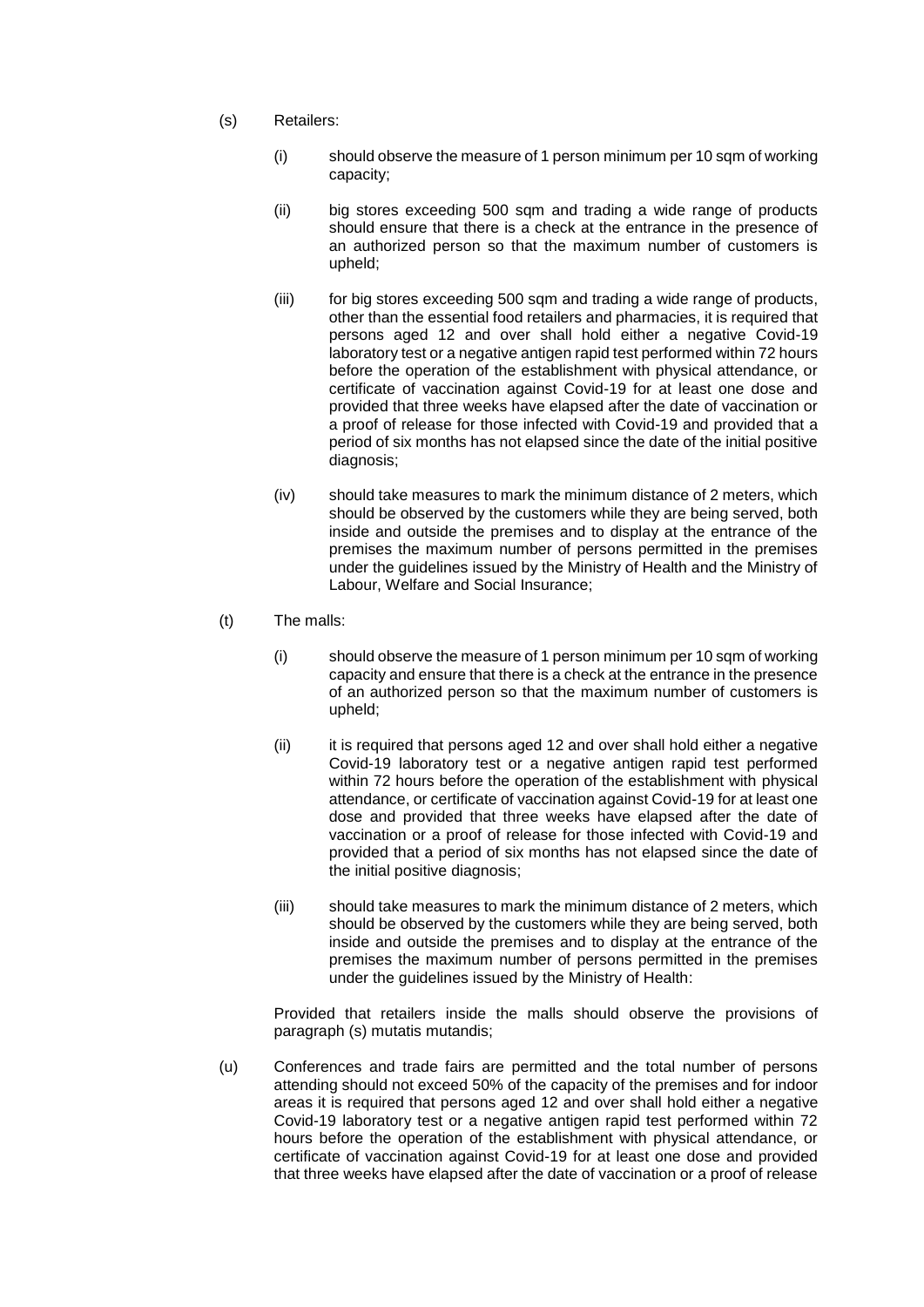(s) Retailers:

   (i) should observe the measure of 1 person minimum per 10 sqm of working capacity;

   (ii) big stores exceeding 500 sqm and trading a wide range of products should ensure that there is a check at the entrance in the presence of an authorized person so that the maximum number of customers is upheld;

   (iii) for big stores exceeding 500 sqm and trading a wide range of products, other than the essential food retailers and pharmacies, it is required that persons aged 12 and over shall hold either a negative Covid-19 laboratory test or a negative antigen rapid test performed within 72 hours before the operation of the establishment with physical attendance, or certificate of vaccination against Covid-19 for at least one dose and provided that three weeks have elapsed after the date of vaccination or a proof of release for those infected with Covid-19 and provided that a period of six months has not elapsed since the date of the initial positive diagnosis;

   (iv) should take measures to mark the minimum distance of 2 meters, which should be observed by the customers while they are being served, both inside and outside the premises and to display at the entrance of the premises the maximum number of persons permitted in the premises under the guidelines issued by the Ministry of Health and the Ministry of Labour, Welfare and Social Insurance;

(t) The malls:

   (i) should observe the measure of 1 person minimum per 10 sqm of working capacity and ensure that there is a check at the entrance in the presence of an authorized person so that the maximum number of customers is upheld;

   (ii) it is required that persons aged 12 and over shall hold either a negative Covid-19 laboratory test or a negative antigen rapid test performed within 72 hours before the operation of the establishment with physical attendance, or certificate of vaccination against Covid-19 for at least one dose and provided that three weeks have elapsed after the date of vaccination or a proof of release for those infected with Covid-19 and provided that a period of six months has not elapsed since the date of the initial positive diagnosis;

   (iii) should take measures to mark the minimum distance of 2 meters, which should be observed by the customers while they are being served, both inside and outside the premises and to display at the entrance of the premises the maximum number of persons permitted in the premises under the guidelines issued by the Ministry of Health:

   Provided that retailers inside the malls should observe the provisions of paragraph (s) mutatis mutandis;

(u) Conferences and trade fairs are permitted and the total number of persons attending should not exceed 50% of the capacity of the premises and for indoor areas it is required that persons aged 12 and over shall hold either a negative Covid-19 laboratory test or a negative antigen rapid test performed within 72 hours before the operation of the establishment with physical attendance, or certificate of vaccination against Covid-19 for at least one dose and provided that three weeks have elapsed after the date of vaccination or a proof of release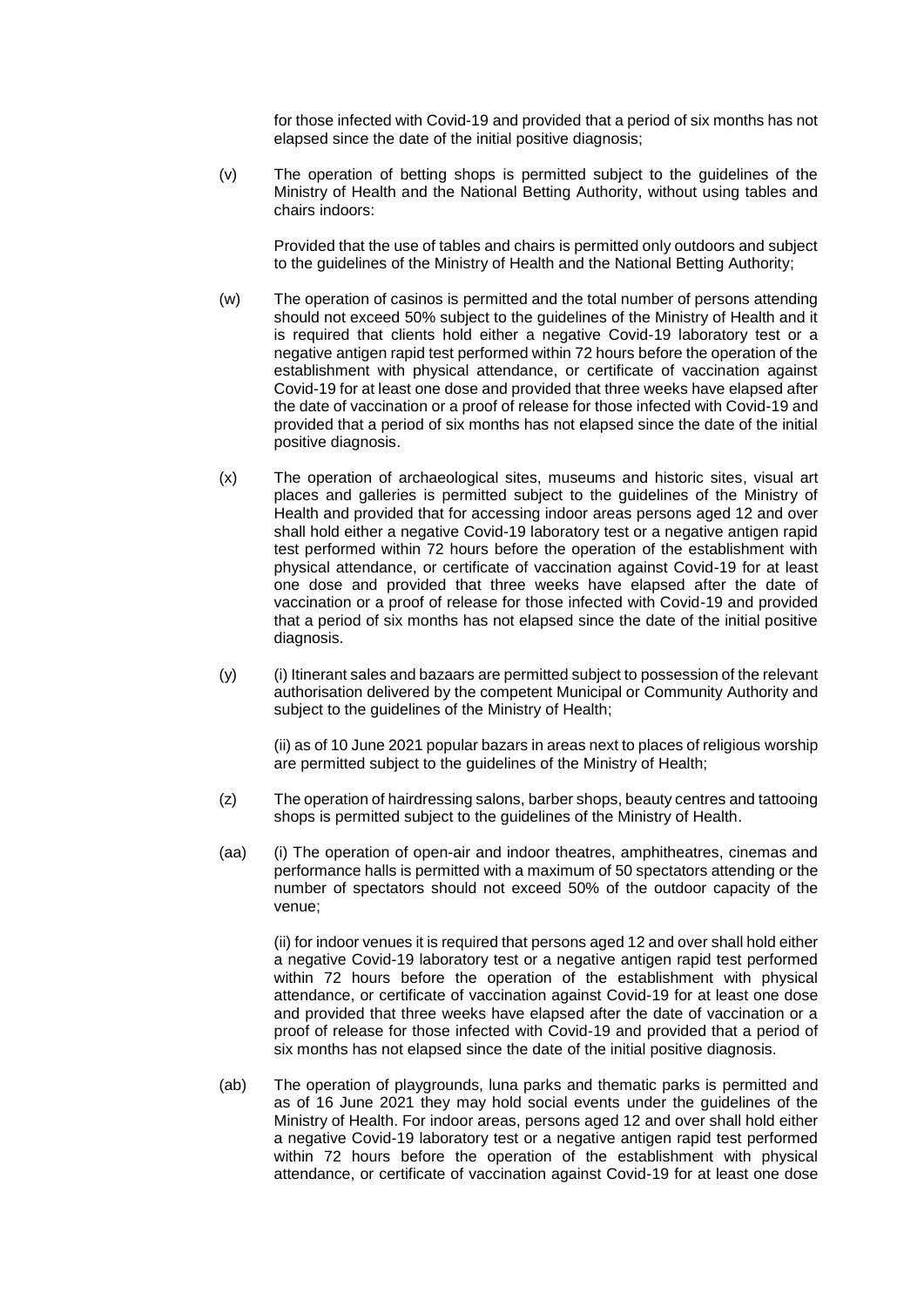for those infected with Covid-19 and provided that a period of six months has not elapsed since the date of the initial positive diagnosis;

(v) The operation of betting shops is permitted subject to the guidelines of the Ministry of Health and the National Betting Authority, without using tables and chairs indoors:

Provided that the use of tables and chairs is permitted only outdoors and subject to the guidelines of the Ministry of Health and the National Betting Authority;

(w) The operation of casinos is permitted and the total number of persons attending should not exceed 50% subject to the guidelines of the Ministry of Health and it is required that clients hold either a negative Covid-19 laboratory test or a negative antigen rapid test performed within 72 hours before the operation of the establishment with physical attendance, or certificate of vaccination against Covid-19 for at least one dose and provided that three weeks have elapsed after the date of vaccination or a proof of release for those infected with Covid-19 and provided that a period of six months has not elapsed since the date of the initial positive diagnosis.

(x) The operation of archaeological sites, museums and historic sites, visual art places and galleries is permitted subject to the guidelines of the Ministry of Health and provided that for accessing indoor areas persons aged 12 and over shall hold either a negative Covid-19 laboratory test or a negative antigen rapid test performed within 72 hours before the operation of the establishment with physical attendance, or certificate of vaccination against Covid-19 for at least one dose and provided that three weeks have elapsed after the date of vaccination or a proof of release for those infected with Covid-19 and provided that a period of six months has not elapsed since the date of the initial positive diagnosis.

(y) (i) Itinerant sales and bazaars are permitted subject to possession of the relevant authorisation delivered by the competent Municipal or Community Authority and subject to the guidelines of the Ministry of Health;

(ii) as of 10 June 2021 popular bazars in areas next to places of religious worship are permitted subject to the guidelines of the Ministry of Health;

(z) The operation of hairdressing salons, barber shops, beauty centres and tattooing shops is permitted subject to the guidelines of the Ministry of Health.

(aa) (i) The operation of open-air and indoor theatres, amphitheatres, cinemas and performance halls is permitted with a maximum of 50 spectators attending or the number of spectators should not exceed 50% of the outdoor capacity of the venue;

(ii) for indoor venues it is required that persons aged 12 and over shall hold either a negative Covid-19 laboratory test or a negative antigen rapid test performed within 72 hours before the operation of the establishment with physical attendance, or certificate of vaccination against Covid-19 for at least one dose and provided that three weeks have elapsed after the date of vaccination or a proof of release for those infected with Covid-19 and provided that a period of six months has not elapsed since the date of the initial positive diagnosis.

(ab) The operation of playgrounds, luna parks and thematic parks is permitted and as of 16 June 2021 they may hold social events under the guidelines of the Ministry of Health. For indoor areas, persons aged 12 and over shall hold either a negative Covid-19 laboratory test or a negative antigen rapid test performed within 72 hours before the operation of the establishment with physical attendance, or certificate of vaccination against Covid-19 for at least one dose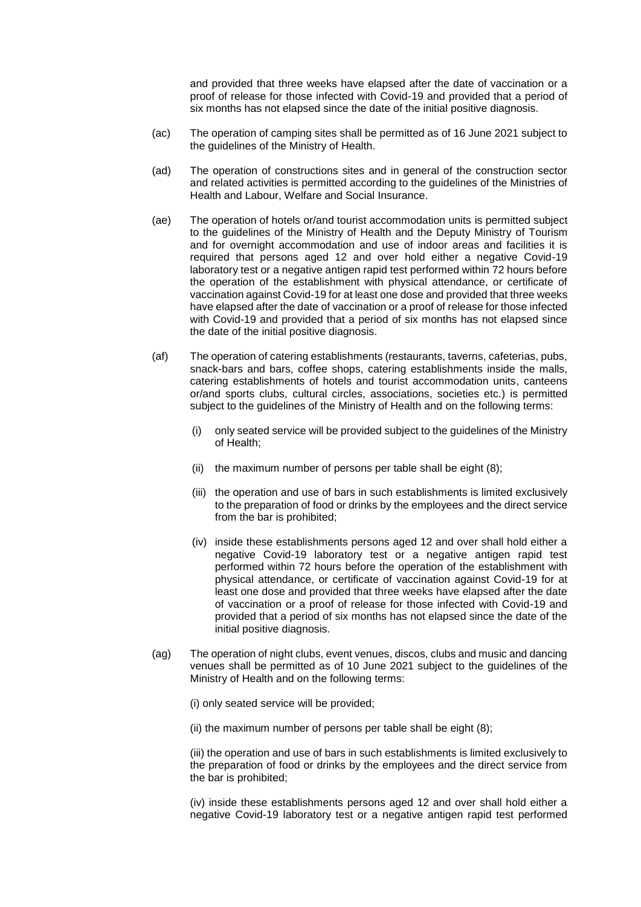and provided that three weeks have elapsed after the date of vaccination or a proof of release for those infected with Covid-19 and provided that a period of six months has not elapsed since the date of the initial positive diagnosis.

(ac) The operation of camping sites shall be permitted as of 16 June 2021 subject to the guidelines of the Ministry of Health.

(ad) The operation of constructions sites and in general of the construction sector and related activities is permitted according to the guidelines of the Ministries of Health and Labour, Welfare and Social Insurance.

(ae) The operation of hotels or/and tourist accommodation units is permitted subject to the guidelines of the Ministry of Health and the Deputy Ministry of Tourism and for overnight accommodation and use of indoor areas and facilities it is required that persons aged 12 and over hold either a negative Covid-19 laboratory test or a negative antigen rapid test performed within 72 hours before the operation of the establishment with physical attendance, or certificate of vaccination against Covid-19 for at least one dose and provided that three weeks have elapsed after the date of vaccination or a proof of release for those infected with Covid-19 and provided that a period of six months has not elapsed since the date of the initial positive diagnosis.

(af) The operation of catering establishments (restaurants, taverns, cafeterias, pubs, snack-bars and bars, coffee shops, catering establishments inside the malls, catering establishments of hotels and tourist accommodation units, canteens or/and sports clubs, cultural circles, associations, societies etc.) is permitted subject to the guidelines of the Ministry of Health and on the following terms:

(i) only seated service will be provided subject to the guidelines of the Ministry of Health;

(ii) the maximum number of persons per table shall be eight (8);

(iii) the operation and use of bars in such establishments is limited exclusively to the preparation of food or drinks by the employees and the direct service from the bar is prohibited;

(iv) inside these establishments persons aged 12 and over shall hold either a negative Covid-19 laboratory test or a negative antigen rapid test performed within 72 hours before the operation of the establishment with physical attendance, or certificate of vaccination against Covid-19 for at least one dose and provided that three weeks have elapsed after the date of vaccination or a proof of release for those infected with Covid-19 and provided that a period of six months has not elapsed since the date of the initial positive diagnosis.

(ag) The operation of night clubs, event venues, discos, clubs and music and dancing venues shall be permitted as of 10 June 2021 subject to the guidelines of the Ministry of Health and on the following terms:

(i) only seated service will be provided;

(ii) the maximum number of persons per table shall be eight (8);

(iii) the operation and use of bars in such establishments is limited exclusively to the preparation of food or drinks by the employees and the direct service from the bar is prohibited;

(iv) inside these establishments persons aged 12 and over shall hold either a negative Covid-19 laboratory test or a negative antigen rapid test performed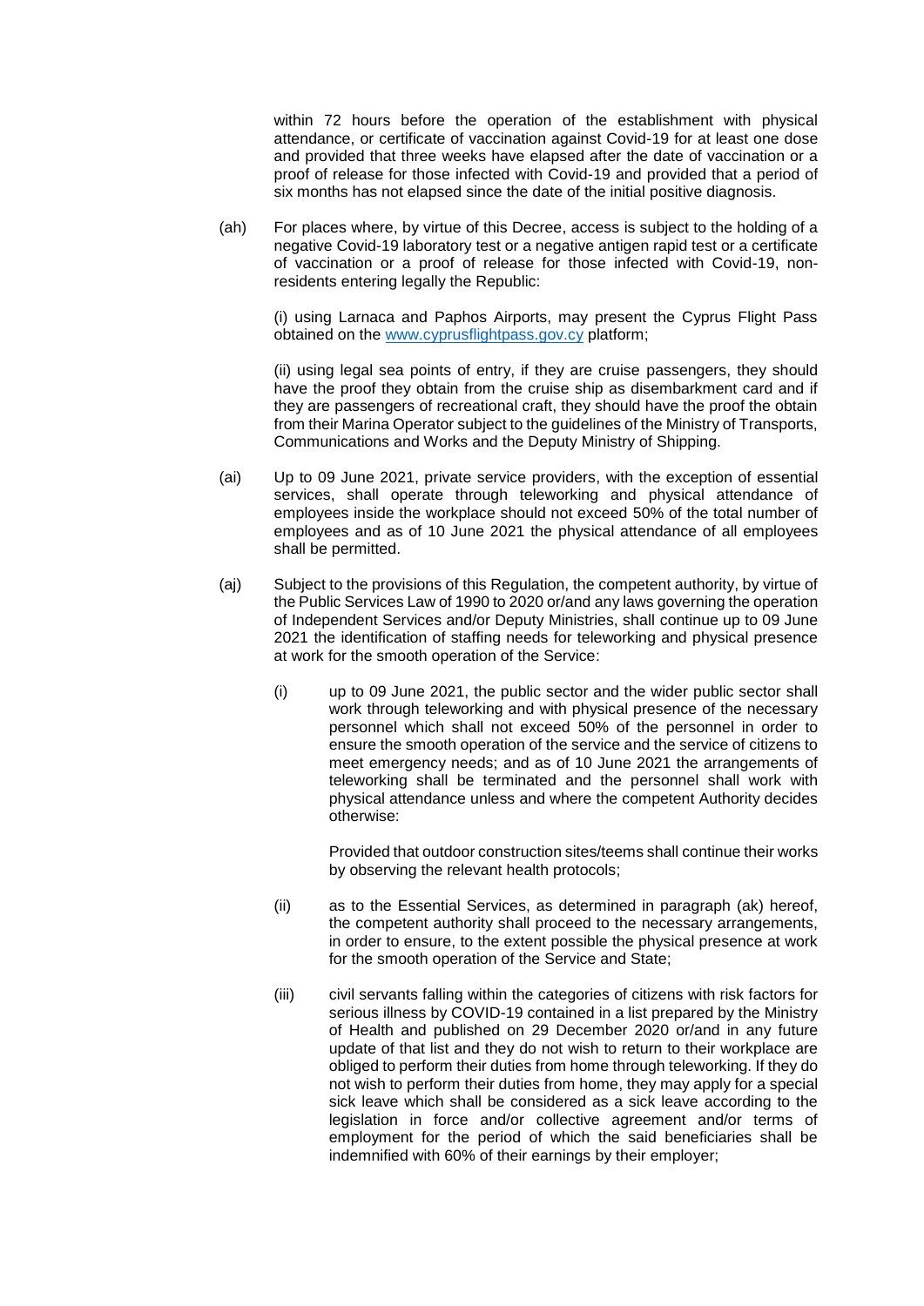within 72 hours before the operation of the establishment with physical attendance, or certificate of vaccination against Covid-19 for at least one dose and provided that three weeks have elapsed after the date of vaccination or a proof of release for those infected with Covid-19 and provided that a period of six months has not elapsed since the date of the initial positive diagnosis.

(ah) For places where, by virtue of this Decree, access is subject to the holding of a negative Covid-19 laboratory test or a negative antigen rapid test or a certificate of vaccination or a proof of release for those infected with Covid-19, non-residents entering legally the Republic:

(i) using Larnaca and Paphos Airports, may present the Cyprus Flight Pass obtained on the www.cyprusflightpass.gov.cy platform;

(ii) using legal sea points of entry, if they are cruise passengers, they should have the proof they obtain from the cruise ship as disembarkment card and if they are passengers of recreational craft, they should have the proof the obtain from their Marina Operator subject to the guidelines of the Ministry of Transports, Communications and Works and the Deputy Ministry of Shipping.

(ai) Up to 09 June 2021, private service providers, with the exception of essential services, shall operate through teleworking and physical attendance of employees inside the workplace should not exceed 50% of the total number of employees and as of 10 June 2021 the physical attendance of all employees shall be permitted.

(aj) Subject to the provisions of this Regulation, the competent authority, by virtue of the Public Services Law of 1990 to 2020 or/and any laws governing the operation of Independent Services and/or Deputy Ministries, shall continue up to 09 June 2021 the identification of staffing needs for teleworking and physical presence at work for the smooth operation of the Service:

(i) up to 09 June 2021, the public sector and the wider public sector shall work through teleworking and with physical presence of the necessary personnel which shall not exceed 50% of the personnel in order to ensure the smooth operation of the service and the service of citizens to meet emergency needs; and as of 10 June 2021 the arrangements of teleworking shall be terminated and the personnel shall work with physical attendance unless and where the competent Authority decides otherwise:

Provided that outdoor construction sites/teems shall continue their works by observing the relevant health protocols;

(ii) as to the Essential Services, as determined in paragraph (ak) hereof, the competent authority shall proceed to the necessary arrangements, in order to ensure, to the extent possible the physical presence at work for the smooth operation of the Service and State;

(iii) civil servants falling within the categories of citizens with risk factors for serious illness by COVID-19 contained in a list prepared by the Ministry of Health and published on 29 December 2020 or/and in any future update of that list and they do not wish to return to their workplace are obliged to perform their duties from home through teleworking. If they do not wish to perform their duties from home, they may apply for a special sick leave which shall be considered as a sick leave according to the legislation in force and/or collective agreement and/or terms of employment for the period of which the said beneficiaries shall be indemnified with 60% of their earnings by their employer;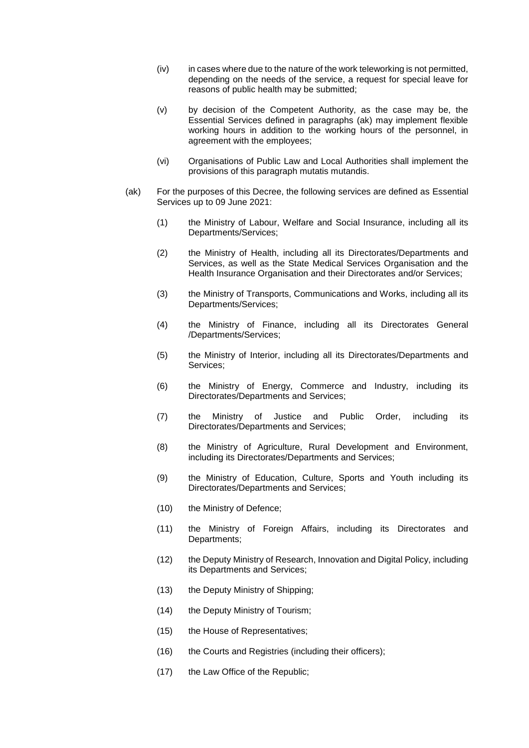(iv) in cases where due to the nature of the work teleworking is not permitted, depending on the needs of the service, a request for special leave for reasons of public health may be submitted;

(v) by decision of the Competent Authority, as the case may be, the Essential Services defined in paragraphs (ak) may implement flexible working hours in addition to the working hours of the personnel, in agreement with the employees;

(vi) Organisations of Public Law and Local Authorities shall implement the provisions of this paragraph mutatis mutandis.

(ak) For the purposes of this Decree, the following services are defined as Essential Services up to 09 June 2021:

(1) the Ministry of Labour, Welfare and Social Insurance, including all its Departments/Services;

(2) the Ministry of Health, including all its Directorates/Departments and Services, as well as the State Medical Services Organisation and the Health Insurance Organisation and their Directorates and/or Services;

(3) the Ministry of Transports, Communications and Works, including all its Departments/Services;

(4) the Ministry of Finance, including all its Directorates General /Departments/Services;

(5) the Ministry of Interior, including all its Directorates/Departments and Services;

(6) the Ministry of Energy, Commerce and Industry, including its Directorates/Departments and Services;

(7) the Ministry of Justice and Public Order, including its Directorates/Departments and Services;

(8) the Ministry of Agriculture, Rural Development and Environment, including its Directorates/Departments and Services;

(9) the Ministry of Education, Culture, Sports and Youth including its Directorates/Departments and Services;

(10) the Ministry of Defence;

(11) the Ministry of Foreign Affairs, including its Directorates and Departments;

(12) the Deputy Ministry of Research, Innovation and Digital Policy, including its Departments and Services;

(13) the Deputy Ministry of Shipping;

(14) the Deputy Ministry of Tourism;

(15) the House of Representatives;

(16) the Courts and Registries (including their officers);

(17) the Law Office of the Republic;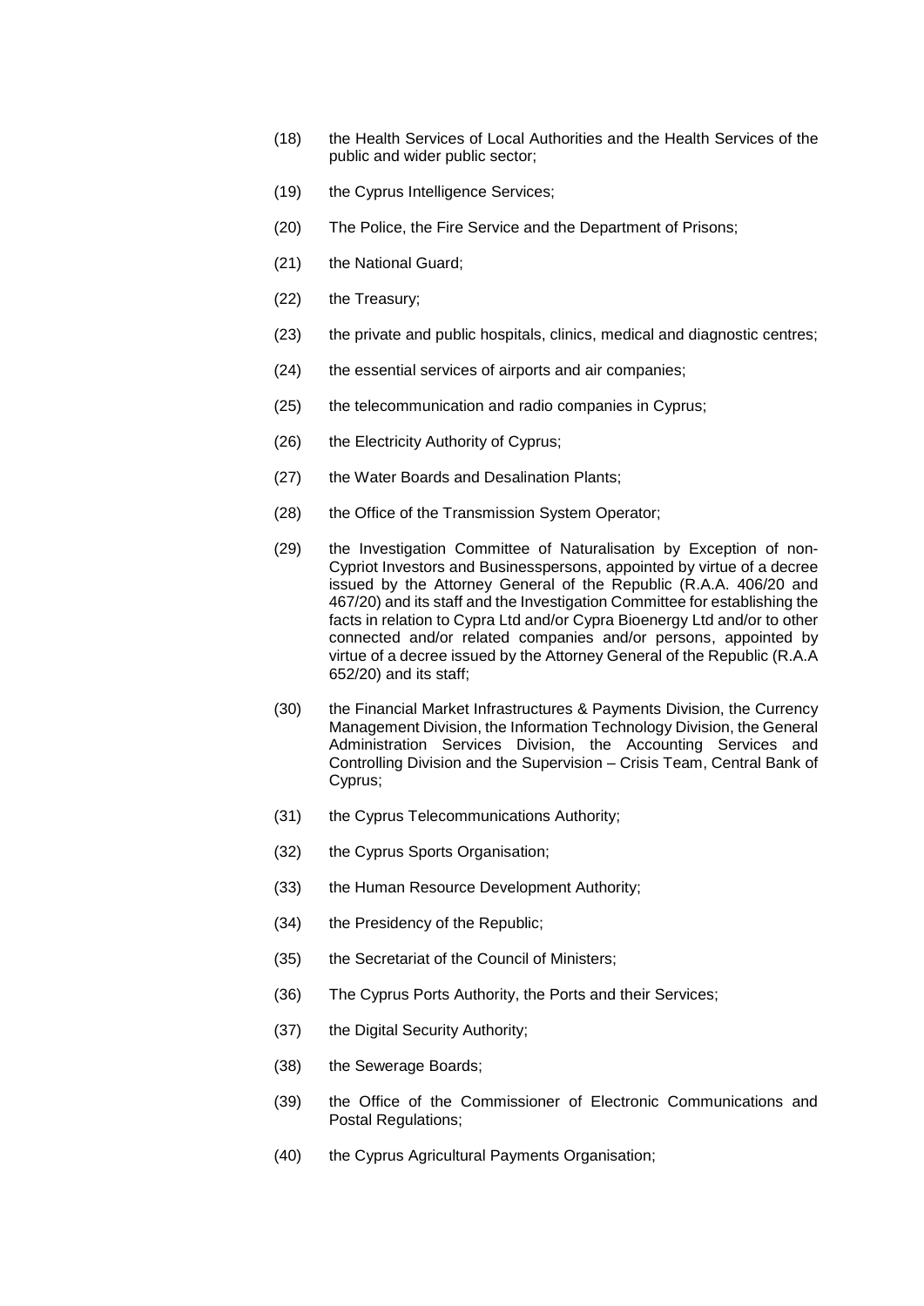(18) the Health Services of Local Authorities and the Health Services of the public and wider public sector;

(19) the Cyprus Intelligence Services;

(20) The Police, the Fire Service and the Department of Prisons;

(21) the National Guard;

(22) the Treasury;

(23) the private and public hospitals, clinics, medical and diagnostic centres;

(24) the essential services of airports and air companies;

(25) the telecommunication and radio companies in Cyprus;

(26) the Electricity Authority of Cyprus;

(27) the Water Boards and Desalination Plants;

(28) the Office of the Transmission System Operator;

(29) the Investigation Committee of Naturalisation by Exception of non-Cypriot Investors and Businesspersons, appointed by virtue of a decree issued by the Attorney General of the Republic (R.A.A. 406/20 and 467/20) and its staff and the Investigation Committee for establishing the facts in relation to Cypra Ltd and/or Cypra Bioenergy Ltd and/or to other connected and/or related companies and/or persons, appointed by virtue of a decree issued by the Attorney General of the Republic (R.A.A 652/20) and its staff;

(30) the Financial Market Infrastructures & Payments Division, the Currency Management Division, the Information Technology Division, the General Administration Services Division, the Accounting Services and Controlling Division and the Supervision – Crisis Team, Central Bank of Cyprus;

(31) the Cyprus Telecommunications Authority;

(32) the Cyprus Sports Organisation;

(33) the Human Resource Development Authority;

(34) the Presidency of the Republic;

(35) the Secretariat of the Council of Ministers;

(36) The Cyprus Ports Authority, the Ports and their Services;

(37) the Digital Security Authority;

(38) the Sewerage Boards;

(39) the Office of the Commissioner of Electronic Communications and Postal Regulations;

(40) the Cyprus Agricultural Payments Organisation;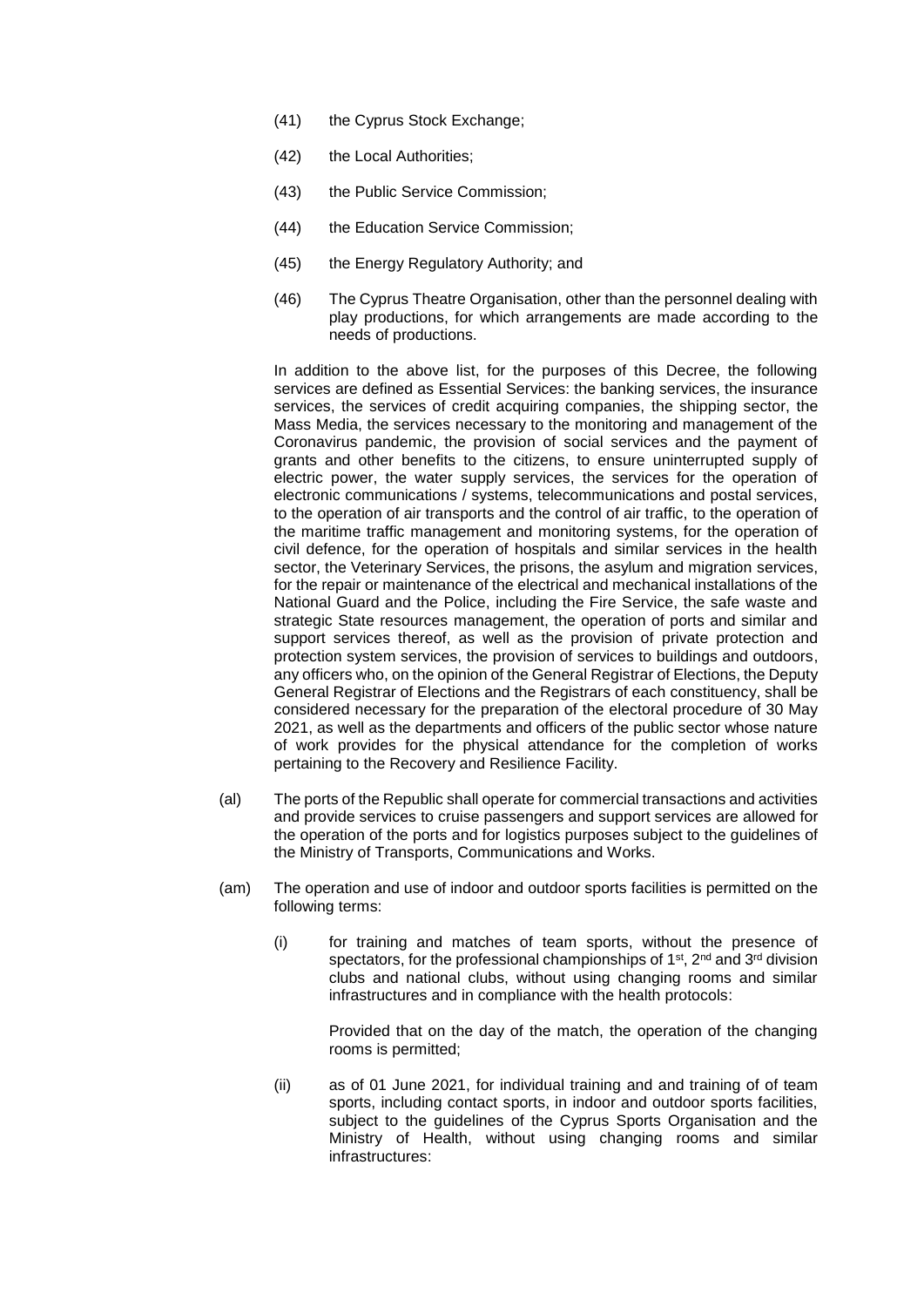(41) the Cyprus Stock Exchange;

(42) the Local Authorities;

(43) the Public Service Commission;

(44) the Education Service Commission;

(45) the Energy Regulatory Authority; and

(46) The Cyprus Theatre Organisation, other than the personnel dealing with play productions, for which arrangements are made according to the needs of productions.

In addition to the above list, for the purposes of this Decree, the following services are defined as Essential Services: the banking services, the insurance services, the services of credit acquiring companies, the shipping sector, the Mass Media, the services necessary to the monitoring and management of the Coronavirus pandemic, the provision of social services and the payment of grants and other benefits to the citizens, to ensure uninterrupted supply of electric power, the water supply services, the services for the operation of electronic communications / systems, telecommunications and postal services, to the operation of air transports and the control of air traffic, to the operation of the maritime traffic management and monitoring systems, for the operation of civil defence, for the operation of hospitals and similar services in the health sector, the Veterinary Services, the prisons, the asylum and migration services, for the repair or maintenance of the electrical and mechanical installations of the National Guard and the Police, including the Fire Service, the safe waste and strategic State resources management, the operation of ports and similar and support services thereof, as well as the provision of private protection and protection system services, the provision of services to buildings and outdoors, any officers who, on the opinion of the General Registrar of Elections, the Deputy General Registrar of Elections and the Registrars of each constituency, shall be considered necessary for the preparation of the electoral procedure of 30 May 2021, as well as the departments and officers of the public sector whose nature of work provides for the physical attendance for the completion of works pertaining to the Recovery and Resilience Facility.

(al) The ports of the Republic shall operate for commercial transactions and activities and provide services to cruise passengers and support services are allowed for the operation of the ports and for logistics purposes subject to the guidelines of the Ministry of Transports, Communications and Works.

(am) The operation and use of indoor and outdoor sports facilities is permitted on the following terms:

(i) for training and matches of team sports, without the presence of spectators, for the professional championships of 1st, 2nd and 3rd division clubs and national clubs, without using changing rooms and similar infrastructures and in compliance with the health protocols:

Provided that on the day of the match, the operation of the changing rooms is permitted;

(ii) as of 01 June 2021, for individual training and and training of of team sports, including contact sports, in indoor and outdoor sports facilities, subject to the guidelines of the Cyprus Sports Organisation and the Ministry of Health, without using changing rooms and similar infrastructures: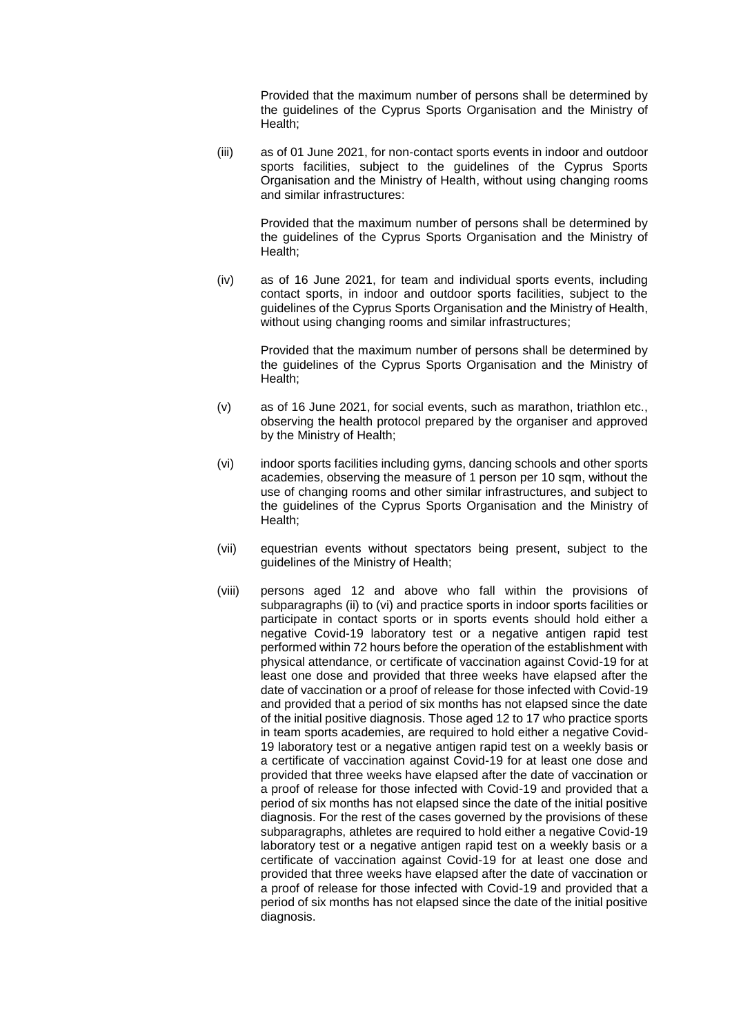Provided that the maximum number of persons shall be determined by the guidelines of the Cyprus Sports Organisation and the Ministry of Health;

(iii) as of 01 June 2021, for non-contact sports events in indoor and outdoor sports facilities, subject to the guidelines of the Cyprus Sports Organisation and the Ministry of Health, without using changing rooms and similar infrastructures:

Provided that the maximum number of persons shall be determined by the guidelines of the Cyprus Sports Organisation and the Ministry of Health;

(iv) as of 16 June 2021, for team and individual sports events, including contact sports, in indoor and outdoor sports facilities, subject to the guidelines of the Cyprus Sports Organisation and the Ministry of Health, without using changing rooms and similar infrastructures;

Provided that the maximum number of persons shall be determined by the guidelines of the Cyprus Sports Organisation and the Ministry of Health;

(v) as of 16 June 2021, for social events, such as marathon, triathlon etc., observing the health protocol prepared by the organiser and approved by the Ministry of Health;

(vi) indoor sports facilities including gyms, dancing schools and other sports academies, observing the measure of 1 person per 10 sqm, without the use of changing rooms and other similar infrastructures, and subject to the guidelines of the Cyprus Sports Organisation and the Ministry of Health;

(vii) equestrian events without spectators being present, subject to the guidelines of the Ministry of Health;

(viii) persons aged 12 and above who fall within the provisions of subparagraphs (ii) to (vi) and practice sports in indoor sports facilities or participate in contact sports or in sports events should hold either a negative Covid-19 laboratory test or a negative antigen rapid test performed within 72 hours before the operation of the establishment with physical attendance, or certificate of vaccination against Covid-19 for at least one dose and provided that three weeks have elapsed after the date of vaccination or a proof of release for those infected with Covid-19 and provided that a period of six months has not elapsed since the date of the initial positive diagnosis. Those aged 12 to 17 who practice sports in team sports academies, are required to hold either a negative Covid-19 laboratory test or a negative antigen rapid test on a weekly basis or a certificate of vaccination against Covid-19 for at least one dose and provided that three weeks have elapsed after the date of vaccination or a proof of release for those infected with Covid-19 and provided that a period of six months has not elapsed since the date of the initial positive diagnosis. For the rest of the cases governed by the provisions of these subparagraphs, athletes are required to hold either a negative Covid-19 laboratory test or a negative antigen rapid test on a weekly basis or a certificate of vaccination against Covid-19 for at least one dose and provided that three weeks have elapsed after the date of vaccination or a proof of release for those infected with Covid-19 and provided that a period of six months has not elapsed since the date of the initial positive diagnosis.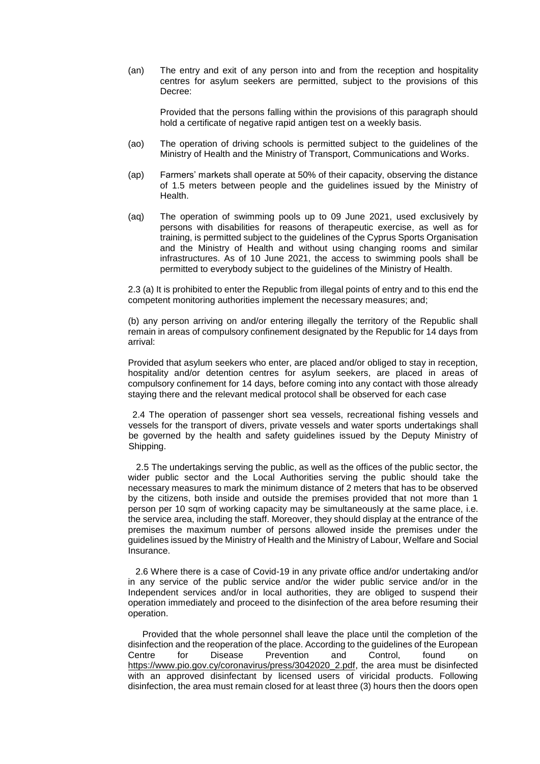(an) The entry and exit of any person into and from the reception and hospitality centres for asylum seekers are permitted, subject to the provisions of this Decree:

Provided that the persons falling within the provisions of this paragraph should hold a certificate of negative rapid antigen test on a weekly basis.

(ao) The operation of driving schools is permitted subject to the guidelines of the Ministry of Health and the Ministry of Transport, Communications and Works.

(ap) Farmers' markets shall operate at 50% of their capacity, observing the distance of 1.5 meters between people and the guidelines issued by the Ministry of Health.

(aq) The operation of swimming pools up to 09 June 2021, used exclusively by persons with disabilities for reasons of therapeutic exercise, as well as for training, is permitted subject to the guidelines of the Cyprus Sports Organisation and the Ministry of Health and without using changing rooms and similar infrastructures. As of 10 June 2021, the access to swimming pools shall be permitted to everybody subject to the guidelines of the Ministry of Health.

2.3 (a) It is prohibited to enter the Republic from illegal points of entry and to this end the competent monitoring authorities implement the necessary measures; and;

(b) any person arriving on and/or entering illegally the territory of the Republic shall remain in areas of compulsory confinement designated by the Republic for 14 days from arrival:

Provided that asylum seekers who enter, are placed and/or obliged to stay in reception, hospitality and/or detention centres for asylum seekers, are placed in areas of compulsory confinement for 14 days, before coming into any contact with those already staying there and the relevant medical protocol shall be observed for each case

2.4 The operation of passenger short sea vessels, recreational fishing vessels and vessels for the transport of divers, private vessels and water sports undertakings shall be governed by the health and safety guidelines issued by the Deputy Ministry of Shipping.

2.5 The undertakings serving the public, as well as the offices of the public sector, the wider public sector and the Local Authorities serving the public should take the necessary measures to mark the minimum distance of 2 meters that has to be observed by the citizens, both inside and outside the premises provided that not more than 1 person per 10 sqm of working capacity may be simultaneously at the same place, i.e. the service area, including the staff. Moreover, they should display at the entrance of the premises the maximum number of persons allowed inside the premises under the guidelines issued by the Ministry of Health and the Ministry of Labour, Welfare and Social Insurance.

2.6 Where there is a case of Covid-19 in any private office and/or undertaking and/or in any service of the public service and/or the wider public service and/or in the Independent services and/or in local authorities, they are obliged to suspend their operation immediately and proceed to the disinfection of the area before resuming their operation.

Provided that the whole personnel shall leave the place until the completion of the disinfection and the reoperation of the place. According to the guidelines of the European Centre for Disease Prevention and Control, found on https://www.pio.gov.cy/coronavirus/press/3042020_2.pdf, the area must be disinfected with an approved disinfectant by licensed users of viricidal products. Following disinfection, the area must remain closed for at least three (3) hours then the doors open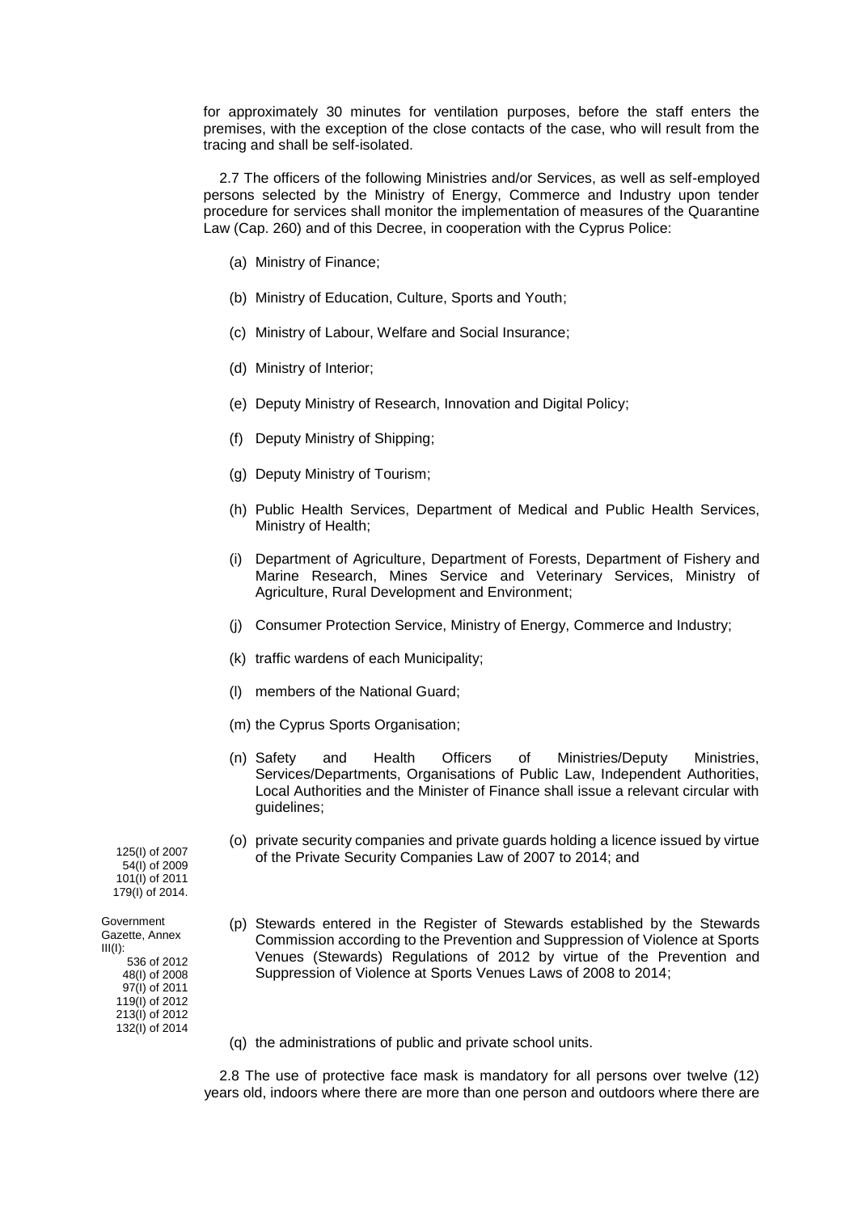for approximately 30 minutes for ventilation purposes, before the staff enters the premises, with the exception of the close contacts of the case, who will result from the tracing and shall be self-isolated.

2.7 The officers of the following Ministries and/or Services, as well as self-employed persons selected by the Ministry of Energy, Commerce and Industry upon tender procedure for services shall monitor the implementation of measures of the Quarantine Law (Cap. 260) and of this Decree, in cooperation with the Cyprus Police:

(a) Ministry of Finance;

(b) Ministry of Education, Culture, Sports and Youth;

(c) Ministry of Labour, Welfare and Social Insurance;

(d) Ministry of Interior;

(e) Deputy Ministry of Research, Innovation and Digital Policy;

(f) Deputy Ministry of Shipping;

(g) Deputy Ministry of Tourism;

(h) Public Health Services, Department of Medical and Public Health Services, Ministry of Health;

(i) Department of Agriculture, Department of Forests, Department of Fishery and Marine Research, Mines Service and Veterinary Services, Ministry of Agriculture, Rural Development and Environment;

(j) Consumer Protection Service, Ministry of Energy, Commerce and Industry;

(k) traffic wardens of each Municipality;

(l) members of the National Guard;

(m) the Cyprus Sports Organisation;

(n) Safety and Health Officers of Ministries/Deputy Ministries, Services/Departments, Organisations of Public Law, Independent Authorities, Local Authorities and the Minister of Finance shall issue a relevant circular with guidelines;

125(I) of 2007
54(I) of 2009
101(I) of 2011
179(I) of 2014.

(o) private security companies and private guards holding a licence issued by virtue of the Private Security Companies Law of 2007 to 2014; and

Government Gazette, Annex III(I):
536 of 2012
48(I) of 2008
97(I) of 2011
119(I) of 2012
213(I) of 2012
132(I) of 2014

(p) Stewards entered in the Register of Stewards established by the Stewards Commission according to the Prevention and Suppression of Violence at Sports Venues (Stewards) Regulations of 2012 by virtue of the Prevention and Suppression of Violence at Sports Venues Laws of 2008 to 2014;

(q) the administrations of public and private school units.

2.8 The use of protective face mask is mandatory for all persons over twelve (12) years old, indoors where there are more than one person and outdoors where there are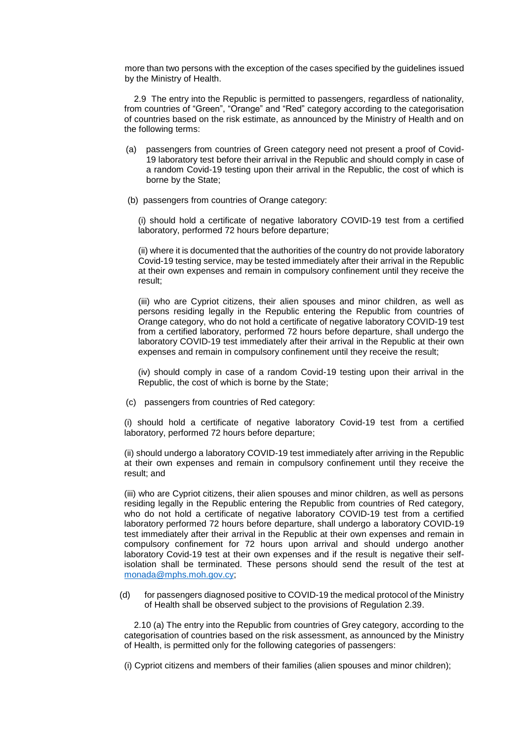more than two persons with the exception of the cases specified by the guidelines issued by the Ministry of Health.

2.9 The entry into the Republic is permitted to passengers, regardless of nationality, from countries of "Green", "Orange" and "Red" category according to the categorisation of countries based on the risk estimate, as announced by the Ministry of Health and on the following terms:

(a) passengers from countries of Green category need not present a proof of Covid-19 laboratory test before their arrival in the Republic and should comply in case of a random Covid-19 testing upon their arrival in the Republic, the cost of which is borne by the State;

(b) passengers from countries of Orange category:

(i) should hold a certificate of negative laboratory COVID-19 test from a certified laboratory, performed 72 hours before departure;

(ii) where it is documented that the authorities of the country do not provide laboratory Covid-19 testing service, may be tested immediately after their arrival in the Republic at their own expenses and remain in compulsory confinement until they receive the result;

(iii) who are Cypriot citizens, their alien spouses and minor children, as well as persons residing legally in the Republic entering the Republic from countries of Orange category, who do not hold a certificate of negative laboratory COVID-19 test from a certified laboratory, performed 72 hours before departure, shall undergo the laboratory COVID-19 test immediately after their arrival in the Republic at their own expenses and remain in compulsory confinement until they receive the result;

(iv) should comply in case of a random Covid-19 testing upon their arrival in the Republic, the cost of which is borne by the State;

(c) passengers from countries of Red category:

(i) should hold a certificate of negative laboratory Covid-19 test from a certified laboratory, performed 72 hours before departure;

(ii) should undergo a laboratory COVID-19 test immediately after arriving in the Republic at their own expenses and remain in compulsory confinement until they receive the result; and

(iii) who are Cypriot citizens, their alien spouses and minor children, as well as persons residing legally in the Republic entering the Republic from countries of Red category, who do not hold a certificate of negative laboratory COVID-19 test from a certified laboratory performed 72 hours before departure, shall undergo a laboratory COVID-19 test immediately after their arrival in the Republic at their own expenses and remain in compulsory confinement for 72 hours upon arrival and should undergo another laboratory Covid-19 test at their own expenses and if the result is negative their self-isolation shall be terminated. These persons should send the result of the test at monada@mphs.moh.gov.cy;

(d) for passengers diagnosed positive to COVID-19 the medical protocol of the Ministry of Health shall be observed subject to the provisions of Regulation 2.39.

2.10 (a) The entry into the Republic from countries of Grey category, according to the categorisation of countries based on the risk assessment, as announced by the Ministry of Health, is permitted only for the following categories of passengers:

(i) Cypriot citizens and members of their families (alien spouses and minor children);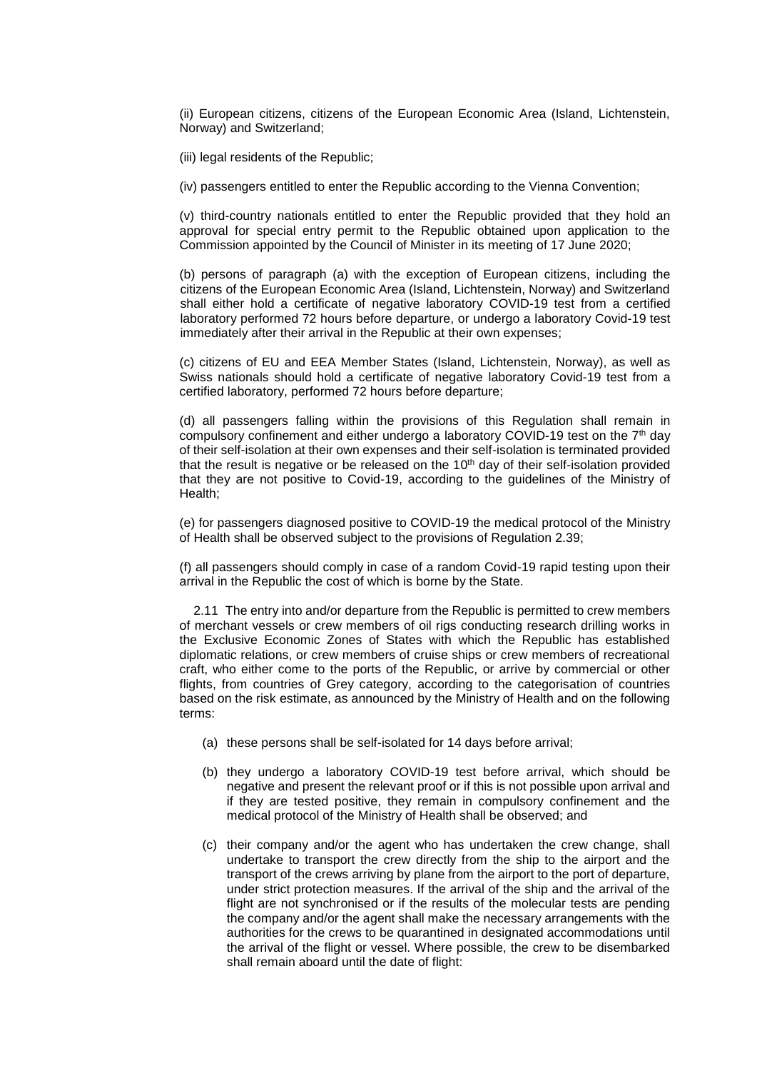(ii) European citizens, citizens of the European Economic Area (Island, Lichtenstein, Norway) and Switzerland;

(iii) legal residents of the Republic;

(iv) passengers entitled to enter the Republic according to the Vienna Convention;

(v) third-country nationals entitled to enter the Republic provided that they hold an approval for special entry permit to the Republic obtained upon application to the Commission appointed by the Council of Minister in its meeting of 17 June 2020;

(b) persons of paragraph (a) with the exception of European citizens, including the citizens of the European Economic Area (Island, Lichtenstein, Norway) and Switzerland shall either hold a certificate of negative laboratory COVID-19 test from a certified laboratory performed 72 hours before departure, or undergo a laboratory Covid-19 test immediately after their arrival in the Republic at their own expenses;

(c) citizens of EU and EEA Member States (Island, Lichtenstein, Norway), as well as Swiss nationals should hold a certificate of negative laboratory Covid-19 test from a certified laboratory, performed 72 hours before departure;

(d) all passengers falling within the provisions of this Regulation shall remain in compulsory confinement and either undergo a laboratory COVID-19 test on the 7th day of their self-isolation at their own expenses and their self-isolation is terminated provided that the result is negative or be released on the 10th day of their self-isolation provided that they are not positive to Covid-19, according to the guidelines of the Ministry of Health;

(e) for passengers diagnosed positive to COVID-19 the medical protocol of the Ministry of Health shall be observed subject to the provisions of Regulation 2.39;

(f) all passengers should comply in case of a random Covid-19 rapid testing upon their arrival in the Republic the cost of which is borne by the State.

2.11 The entry into and/or departure from the Republic is permitted to crew members of merchant vessels or crew members of oil rigs conducting research drilling works in the Exclusive Economic Zones of States with which the Republic has established diplomatic relations, or crew members of cruise ships or crew members of recreational craft, who either come to the ports of the Republic, or arrive by commercial or other flights, from countries of Grey category, according to the categorisation of countries based on the risk estimate, as announced by the Ministry of Health and on the following terms:

(a) these persons shall be self-isolated for 14 days before arrival;

(b) they undergo a laboratory COVID-19 test before arrival, which should be negative and present the relevant proof or if this is not possible upon arrival and if they are tested positive, they remain in compulsory confinement and the medical protocol of the Ministry of Health shall be observed; and

(c) their company and/or the agent who has undertaken the crew change, shall undertake to transport the crew directly from the ship to the airport and the transport of the crews arriving by plane from the airport to the port of departure, under strict protection measures. If the arrival of the ship and the arrival of the flight are not synchronised or if the results of the molecular tests are pending the company and/or the agent shall make the necessary arrangements with the authorities for the crews to be quarantined in designated accommodations until the arrival of the flight or vessel. Where possible, the crew to be disembarked shall remain aboard until the date of flight: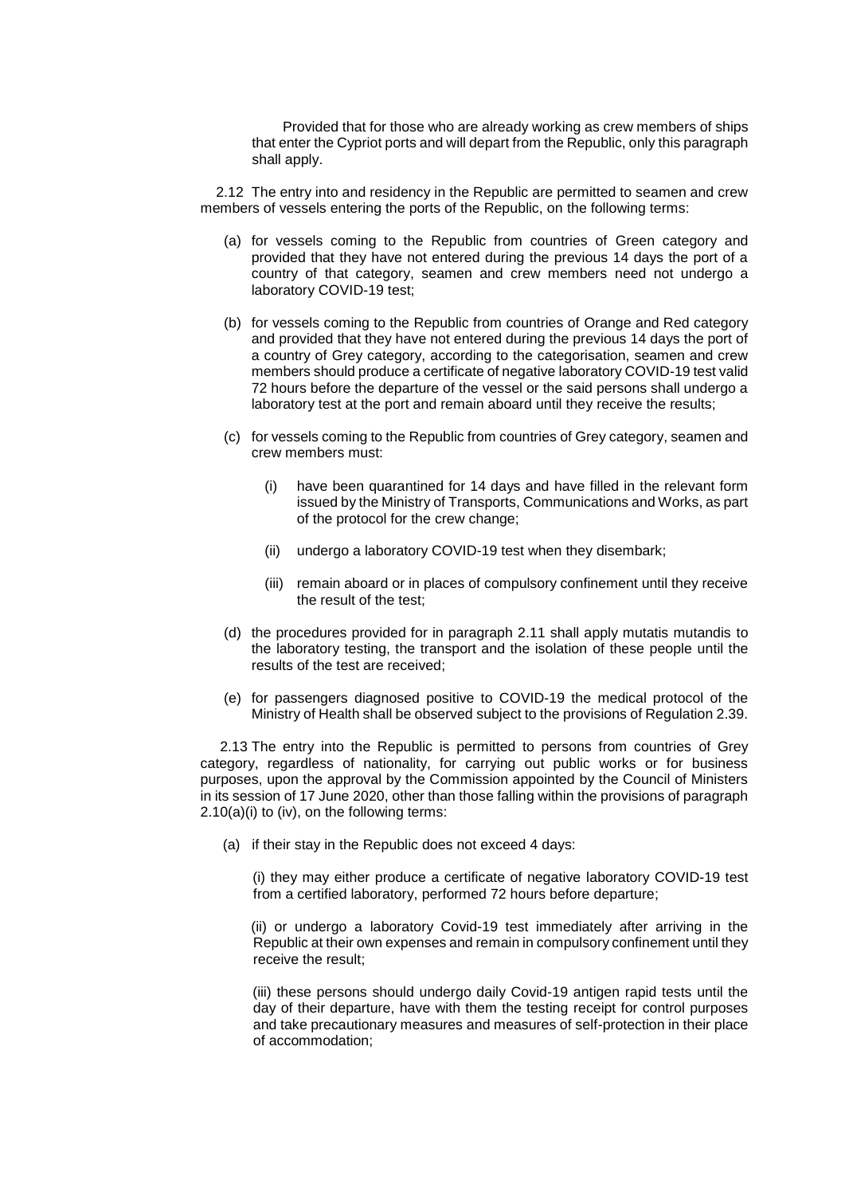Provided that for those who are already working as crew members of ships that enter the Cypriot ports and will depart from the Republic, only this paragraph shall apply.

2.12 The entry into and residency in the Republic are permitted to seamen and crew members of vessels entering the ports of the Republic, on the following terms:

(a) for vessels coming to the Republic from countries of Green category and provided that they have not entered during the previous 14 days the port of a country of that category, seamen and crew members need not undergo a laboratory COVID-19 test;

(b) for vessels coming to the Republic from countries of Orange and Red category and provided that they have not entered during the previous 14 days the port of a country of Grey category, according to the categorisation, seamen and crew members should produce a certificate of negative laboratory COVID-19 test valid 72 hours before the departure of the vessel or the said persons shall undergo a laboratory test at the port and remain aboard until they receive the results;

(c) for vessels coming to the Republic from countries of Grey category, seamen and crew members must:

   (i) have been quarantined for 14 days and have filled in the relevant form issued by the Ministry of Transports, Communications and Works, as part of the protocol for the crew change;

   (ii) undergo a laboratory COVID-19 test when they disembark;

   (iii) remain aboard or in places of compulsory confinement until they receive the result of the test;

(d) the procedures provided for in paragraph 2.11 shall apply mutatis mutandis to the laboratory testing, the transport and the isolation of these people until the results of the test are received;

(e) for passengers diagnosed positive to COVID-19 the medical protocol of the Ministry of Health shall be observed subject to the provisions of Regulation 2.39.

2.13 The entry into the Republic is permitted to persons from countries of Grey category, regardless of nationality, for carrying out public works or for business purposes, upon the approval by the Commission appointed by the Council of Ministers in its session of 17 June 2020, other than those falling within the provisions of paragraph 2.10(a)(i) to (iv), on the following terms:

(a) if their stay in the Republic does not exceed 4 days:

   (i) they may either produce a certificate of negative laboratory COVID-19 test from a certified laboratory, performed 72 hours before departure;

   (ii) or undergo a laboratory Covid-19 test immediately after arriving in the Republic at their own expenses and remain in compulsory confinement until they receive the result;

   (iii) these persons should undergo daily Covid-19 antigen rapid tests until the day of their departure, have with them the testing receipt for control purposes and take precautionary measures and measures of self-protection in their place of accommodation;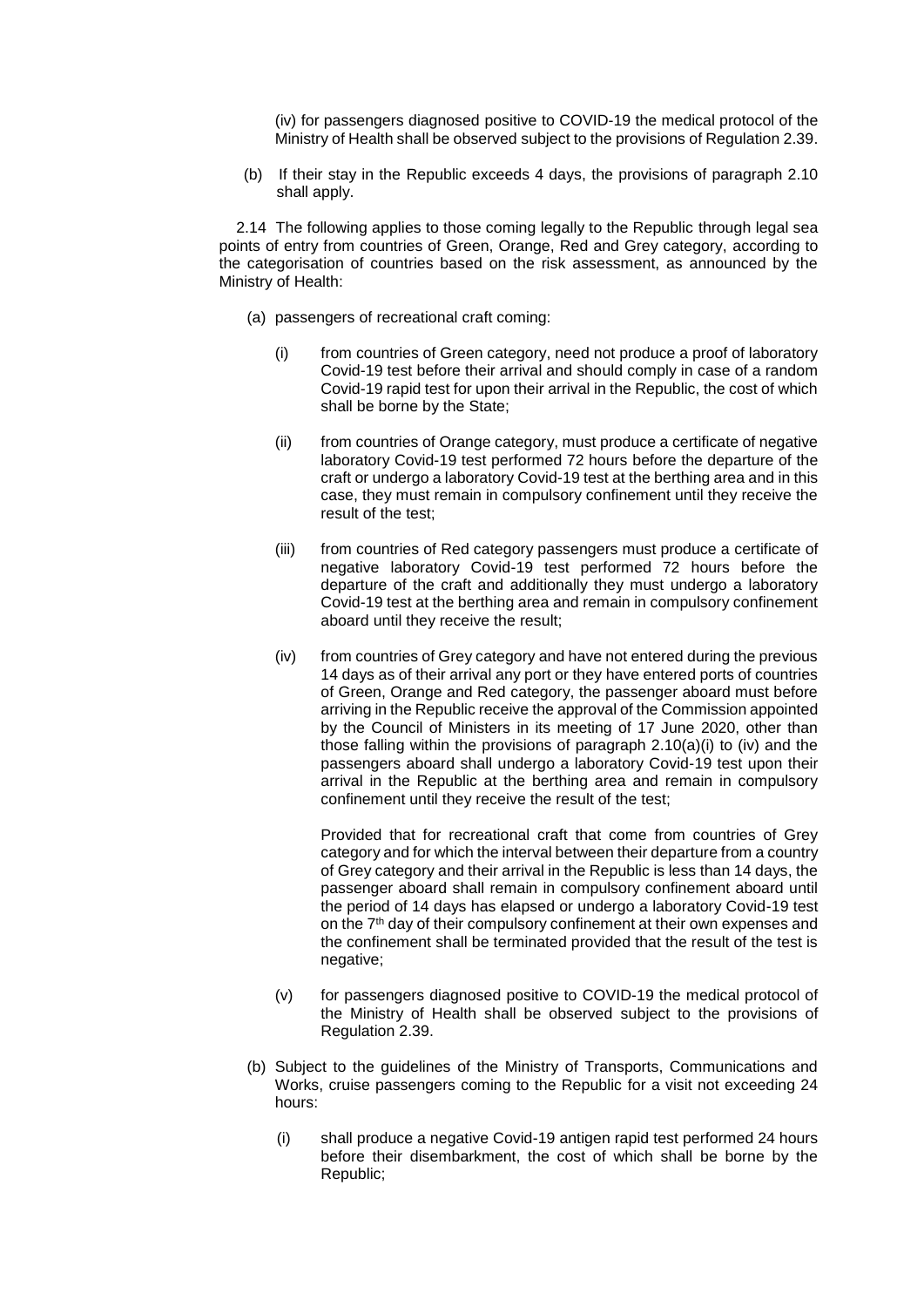(iv) for passengers diagnosed positive to COVID-19 the medical protocol of the Ministry of Health shall be observed subject to the provisions of Regulation 2.39.

(b) If their stay in the Republic exceeds 4 days, the provisions of paragraph 2.10 shall apply.

2.14 The following applies to those coming legally to the Republic through legal sea points of entry from countries of Green, Orange, Red and Grey category, according to the categorisation of countries based on the risk assessment, as announced by the Ministry of Health:

(a) passengers of recreational craft coming:

(i) from countries of Green category, need not produce a proof of laboratory Covid-19 test before their arrival and should comply in case of a random Covid-19 rapid test for upon their arrival in the Republic, the cost of which shall be borne by the State;

(ii) from countries of Orange category, must produce a certificate of negative laboratory Covid-19 test performed 72 hours before the departure of the craft or undergo a laboratory Covid-19 test at the berthing area and in this case, they must remain in compulsory confinement until they receive the result of the test;

(iii) from countries of Red category passengers must produce a certificate of negative laboratory Covid-19 test performed 72 hours before the departure of the craft and additionally they must undergo a laboratory Covid-19 test at the berthing area and remain in compulsory confinement aboard until they receive the result;

(iv) from countries of Grey category and have not entered during the previous 14 days as of their arrival any port or they have entered ports of countries of Green, Orange and Red category, the passenger aboard must before arriving in the Republic receive the approval of the Commission appointed by the Council of Ministers in its meeting of 17 June 2020, other than those falling within the provisions of paragraph 2.10(a)(i) to (iv) and the passengers aboard shall undergo a laboratory Covid-19 test upon their arrival in the Republic at the berthing area and remain in compulsory confinement until they receive the result of the test;

Provided that for recreational craft that come from countries of Grey category and for which the interval between their departure from a country of Grey category and their arrival in the Republic is less than 14 days, the passenger aboard shall remain in compulsory confinement aboard until the period of 14 days has elapsed or undergo a laboratory Covid-19 test on the 7th day of their compulsory confinement at their own expenses and the confinement shall be terminated provided that the result of the test is negative;

(v) for passengers diagnosed positive to COVID-19 the medical protocol of the Ministry of Health shall be observed subject to the provisions of Regulation 2.39.

(b) Subject to the guidelines of the Ministry of Transports, Communications and Works, cruise passengers coming to the Republic for a visit not exceeding 24 hours:

(i) shall produce a negative Covid-19 antigen rapid test performed 24 hours before their disembarkment, the cost of which shall be borne by the Republic;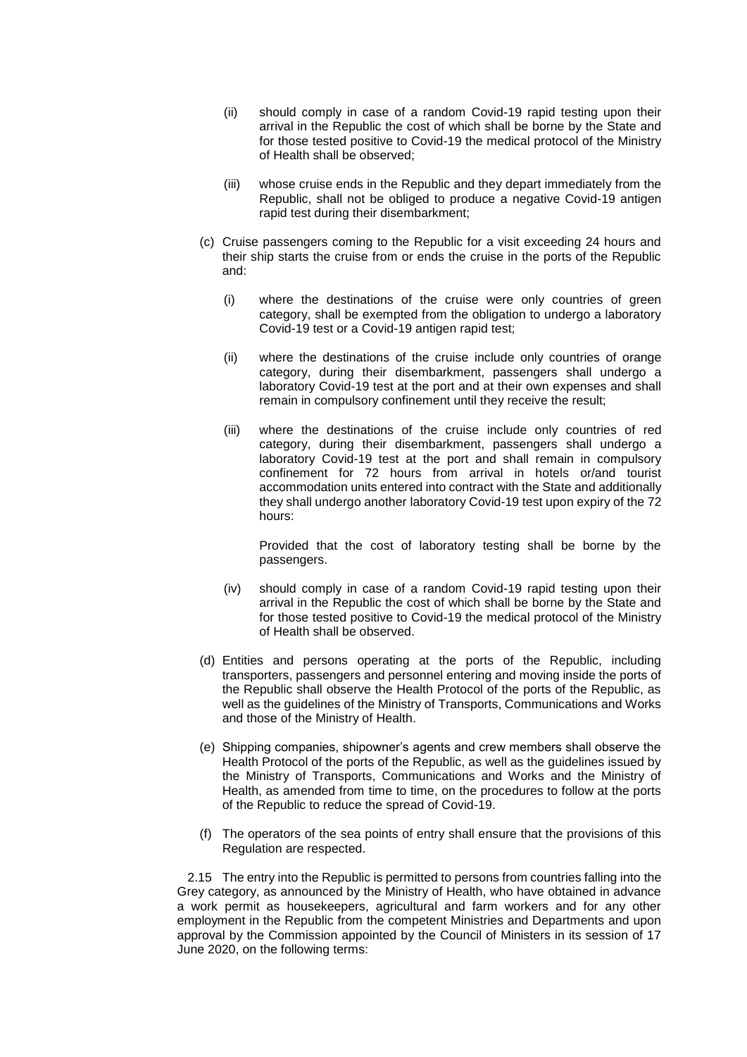(ii) should comply in case of a random Covid-19 rapid testing upon their arrival in the Republic the cost of which shall be borne by the State and for those tested positive to Covid-19 the medical protocol of the Ministry of Health shall be observed;

(iii) whose cruise ends in the Republic and they depart immediately from the Republic, shall not be obliged to produce a negative Covid-19 antigen rapid test during their disembarkment;

(c) Cruise passengers coming to the Republic for a visit exceeding 24 hours and their ship starts the cruise from or ends the cruise in the ports of the Republic and:

(i) where the destinations of the cruise were only countries of green category, shall be exempted from the obligation to undergo a laboratory Covid-19 test or a Covid-19 antigen rapid test;

(ii) where the destinations of the cruise include only countries of orange category, during their disembarkment, passengers shall undergo a laboratory Covid-19 test at the port and at their own expenses and shall remain in compulsory confinement until they receive the result;

(iii) where the destinations of the cruise include only countries of red category, during their disembarkment, passengers shall undergo a laboratory Covid-19 test at the port and shall remain in compulsory confinement for 72 hours from arrival in hotels or/and tourist accommodation units entered into contract with the State and additionally they shall undergo another laboratory Covid-19 test upon expiry of the 72 hours:

Provided that the cost of laboratory testing shall be borne by the passengers.

(iv) should comply in case of a random Covid-19 rapid testing upon their arrival in the Republic the cost of which shall be borne by the State and for those tested positive to Covid-19 the medical protocol of the Ministry of Health shall be observed.

(d) Entities and persons operating at the ports of the Republic, including transporters, passengers and personnel entering and moving inside the ports of the Republic shall observe the Health Protocol of the ports of the Republic, as well as the guidelines of the Ministry of Transports, Communications and Works and those of the Ministry of Health.

(e) Shipping companies, shipowner's agents and crew members shall observe the Health Protocol of the ports of the Republic, as well as the guidelines issued by the Ministry of Transports, Communications and Works and the Ministry of Health, as amended from time to time, on the procedures to follow at the ports of the Republic to reduce the spread of Covid-19.

(f) The operators of the sea points of entry shall ensure that the provisions of this Regulation are respected.

2.15 The entry into the Republic is permitted to persons from countries falling into the Grey category, as announced by the Ministry of Health, who have obtained in advance a work permit as housekeepers, agricultural and farm workers and for any other employment in the Republic from the competent Ministries and Departments and upon approval by the Commission appointed by the Council of Ministers in its session of 17 June 2020, on the following terms: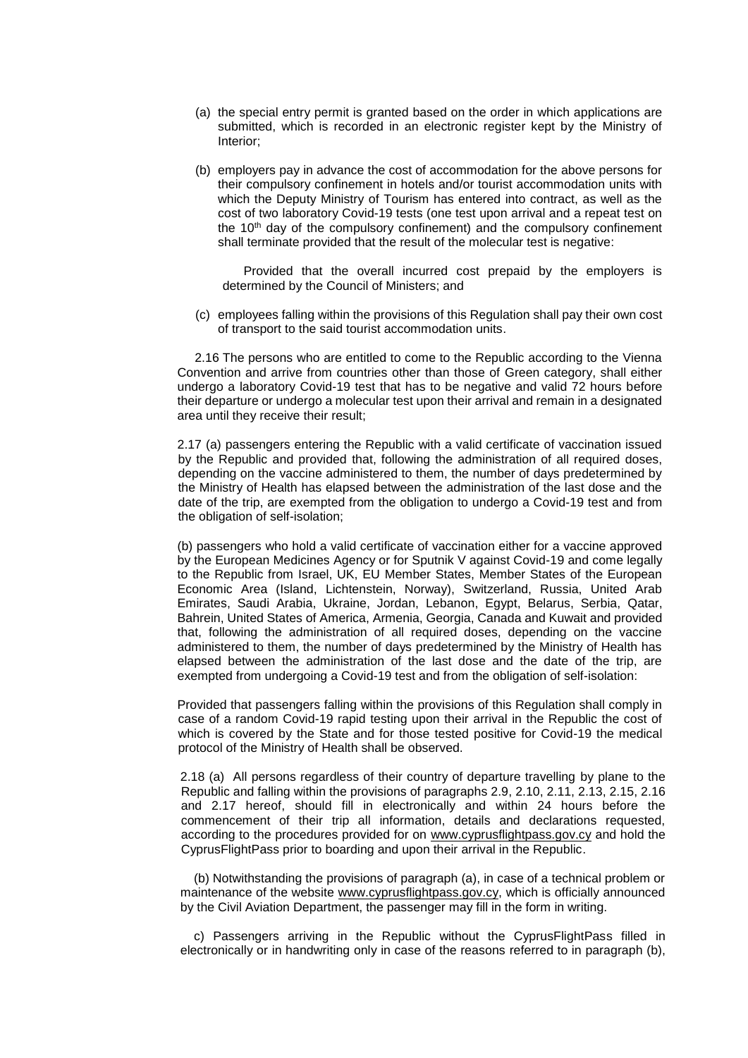(a) the special entry permit is granted based on the order in which applications are submitted, which is recorded in an electronic register kept by the Ministry of Interior;

(b) employers pay in advance the cost of accommodation for the above persons for their compulsory confinement in hotels and/or tourist accommodation units with which the Deputy Ministry of Tourism has entered into contract, as well as the cost of two laboratory Covid-19 tests (one test upon arrival and a repeat test on the 10th day of the compulsory confinement) and the compulsory confinement shall terminate provided that the result of the molecular test is negative:

Provided that the overall incurred cost prepaid by the employers is determined by the Council of Ministers; and

(c) employees falling within the provisions of this Regulation shall pay their own cost of transport to the said tourist accommodation units.

2.16 The persons who are entitled to come to the Republic according to the Vienna Convention and arrive from countries other than those of Green category, shall either undergo a laboratory Covid-19 test that has to be negative and valid 72 hours before their departure or undergo a molecular test upon their arrival and remain in a designated area until they receive their result;

2.17 (a) passengers entering the Republic with a valid certificate of vaccination issued by the Republic and provided that, following the administration of all required doses, depending on the vaccine administered to them, the number of days predetermined by the Ministry of Health has elapsed between the administration of the last dose and the date of the trip, are exempted from the obligation to undergo a Covid-19 test and from the obligation of self-isolation;

(b) passengers who hold a valid certificate of vaccination either for a vaccine approved by the European Medicines Agency or for Sputnik V against Covid-19 and come legally to the Republic from Israel, UK, EU Member States, Member States of the European Economic Area (Island, Lichtenstein, Norway), Switzerland, Russia, United Arab Emirates, Saudi Arabia, Ukraine, Jordan, Lebanon, Egypt, Belarus, Serbia, Qatar, Bahrein, United States of America, Armenia, Georgia, Canada and Kuwait and provided that, following the administration of all required doses, depending on the vaccine administered to them, the number of days predetermined by the Ministry of Health has elapsed between the administration of the last dose and the date of the trip, are exempted from undergoing a Covid-19 test and from the obligation of self-isolation:

Provided that passengers falling within the provisions of this Regulation shall comply in case of a random Covid-19 rapid testing upon their arrival in the Republic the cost of which is covered by the State and for those tested positive for Covid-19 the medical protocol of the Ministry of Health shall be observed.

2.18 (a) All persons regardless of their country of departure travelling by plane to the Republic and falling within the provisions of paragraphs 2.9, 2.10, 2.11, 2.13, 2.15, 2.16 and 2.17 hereof, should fill in electronically and within 24 hours before the commencement of their trip all information, details and declarations requested, according to the procedures provided for on www.cyprusflightpass.gov.cy and hold the CyprusFlightPass prior to boarding and upon their arrival in the Republic.

(b) Notwithstanding the provisions of paragraph (a), in case of a technical problem or maintenance of the website www.cyprusflightpass.gov.cy, which is officially announced by the Civil Aviation Department, the passenger may fill in the form in writing.

c) Passengers arriving in the Republic without the CyprusFlightPass filled in electronically or in handwriting only in case of the reasons referred to in paragraph (b),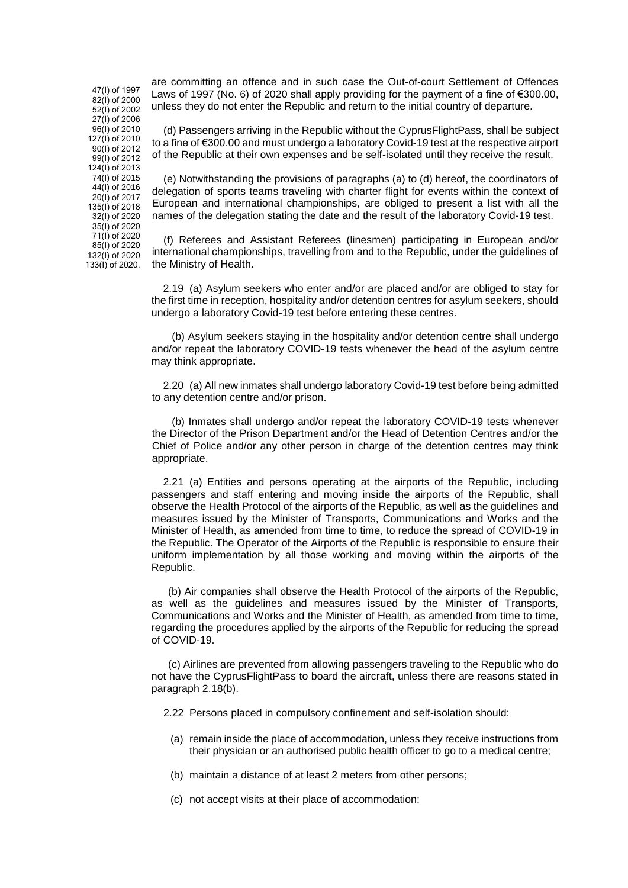47(I) of 1997
82(I) of 2000
52(I) of 2002
27(I) of 2006
96(I) of 2010
127(I) of 2010
90(I) of 2012
99(I) of 2012
124(I) of 2013
74(I) of 2015
44(I) of 2016
20(I) of 2017
135(I) of 2018
32(I) of 2020
35(I) of 2020
71(I) of 2020
85(I) of 2020
132(I) of 2020
133(I) of 2020.

are committing an offence and in such case the Out-of-court Settlement of Offences Laws of 1997 (No. 6) of 2020 shall apply providing for the payment of a fine of €300.00, unless they do not enter the Republic and return to the initial country of departure.

(d) Passengers arriving in the Republic without the CyprusFlightPass, shall be subject to a fine of €300.00 and must undergo a laboratory Covid-19 test at the respective airport of the Republic at their own expenses and be self-isolated until they receive the result.

(e) Notwithstanding the provisions of paragraphs (a) to (d) hereof, the coordinators of delegation of sports teams traveling with charter flight for events within the context of European and international championships, are obliged to present a list with all the names of the delegation stating the date and the result of the laboratory Covid-19 test.

(f) Referees and Assistant Referees (linesmen) participating in European and/or international championships, travelling from and to the Republic, under the guidelines of the Ministry of Health.

2.19 (a) Asylum seekers who enter and/or are placed and/or are obliged to stay for the first time in reception, hospitality and/or detention centres for asylum seekers, should undergo a laboratory Covid-19 test before entering these centres.

(b) Asylum seekers staying in the hospitality and/or detention centre shall undergo and/or repeat the laboratory COVID-19 tests whenever the head of the asylum centre may think appropriate.

2.20 (a) All new inmates shall undergo laboratory Covid-19 test before being admitted to any detention centre and/or prison.

(b) Inmates shall undergo and/or repeat the laboratory COVID-19 tests whenever the Director of the Prison Department and/or the Head of Detention Centres and/or the Chief of Police and/or any other person in charge of the detention centres may think appropriate.

2.21 (a) Entities and persons operating at the airports of the Republic, including passengers and staff entering and moving inside the airports of the Republic, shall observe the Health Protocol of the airports of the Republic, as well as the guidelines and measures issued by the Minister of Transports, Communications and Works and the Minister of Health, as amended from time to time, to reduce the spread of COVID-19 in the Republic. The Operator of the Airports of the Republic is responsible to ensure their uniform implementation by all those working and moving within the airports of the Republic.

(b) Air companies shall observe the Health Protocol of the airports of the Republic, as well as the guidelines and measures issued by the Minister of Transports, Communications and Works and the Minister of Health, as amended from time to time, regarding the procedures applied by the airports of the Republic for reducing the spread of COVID-19.

(c) Airlines are prevented from allowing passengers traveling to the Republic who do not have the CyprusFlightPass to board the aircraft, unless there are reasons stated in paragraph 2.18(b).

2.22 Persons placed in compulsory confinement and self-isolation should:

(a) remain inside the place of accommodation, unless they receive instructions from their physician or an authorised public health officer to go to a medical centre;

(b) maintain a distance of at least 2 meters from other persons;

(c) not accept visits at their place of accommodation: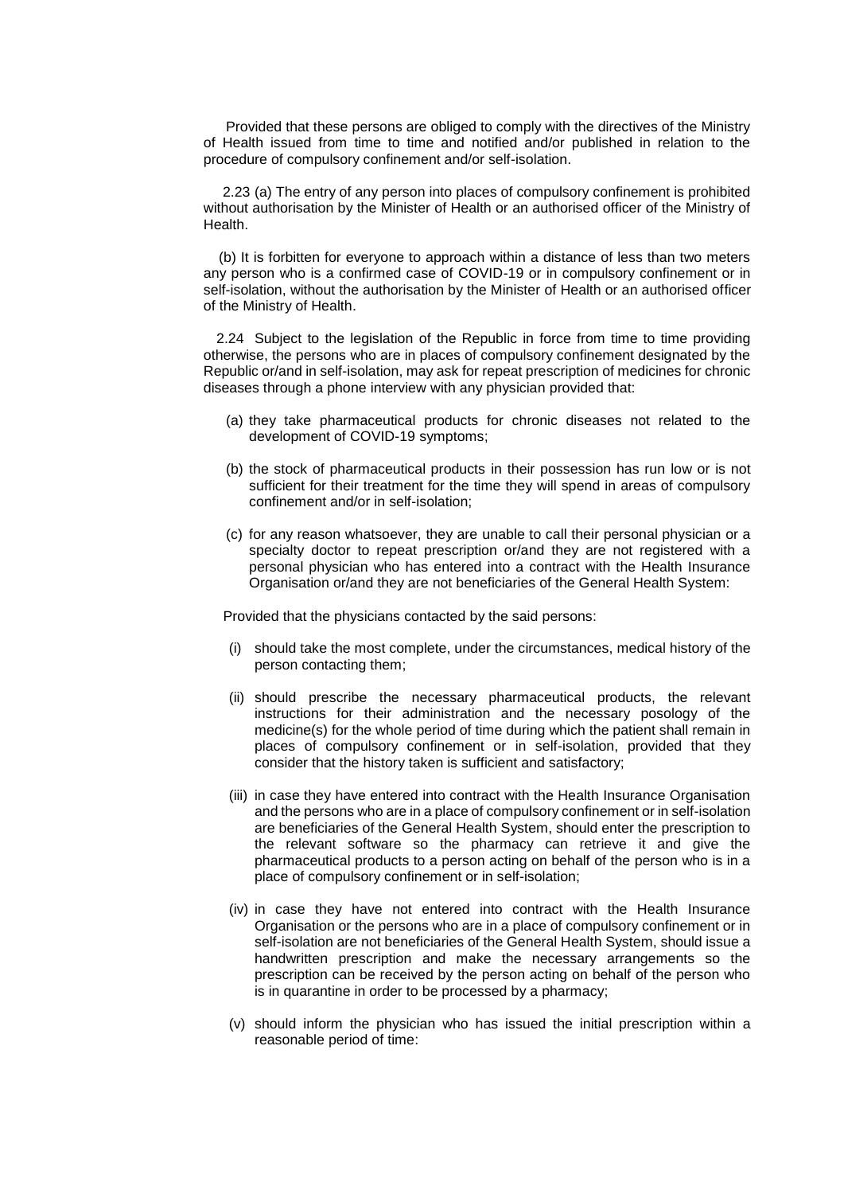Provided that these persons are obliged to comply with the directives of the Ministry of Health issued from time to time and notified and/or published in relation to the procedure of compulsory confinement and/or self-isolation.

2.23 (a) The entry of any person into places of compulsory confinement is prohibited without authorisation by the Minister of Health or an authorised officer of the Ministry of Health.

(b) It is forbitten for everyone to approach within a distance of less than two meters any person who is a confirmed case of COVID-19 or in compulsory confinement or in self-isolation, without the authorisation by the Minister of Health or an authorised officer of the Ministry of Health.

2.24 Subject to the legislation of the Republic in force from time to time providing otherwise, the persons who are in places of compulsory confinement designated by the Republic or/and in self-isolation, may ask for repeat prescription of medicines for chronic diseases through a phone interview with any physician provided that:

(a) they take pharmaceutical products for chronic diseases not related to the development of COVID-19 symptoms;

(b) the stock of pharmaceutical products in their possession has run low or is not sufficient for their treatment for the time they will spend in areas of compulsory confinement and/or in self-isolation;

(c) for any reason whatsoever, they are unable to call their personal physician or a specialty doctor to repeat prescription or/and they are not registered with a personal physician who has entered into a contract with the Health Insurance Organisation or/and they are not beneficiaries of the General Health System:

Provided that the physicians contacted by the said persons:

(i) should take the most complete, under the circumstances, medical history of the person contacting them;

(ii) should prescribe the necessary pharmaceutical products, the relevant instructions for their administration and the necessary posology of the medicine(s) for the whole period of time during which the patient shall remain in places of compulsory confinement or in self-isolation, provided that they consider that the history taken is sufficient and satisfactory;

(iii) in case they have entered into contract with the Health Insurance Organisation and the persons who are in a place of compulsory confinement or in self-isolation are beneficiaries of the General Health System, should enter the prescription to the relevant software so the pharmacy can retrieve it and give the pharmaceutical products to a person acting on behalf of the person who is in a place of compulsory confinement or in self-isolation;

(iv) in case they have not entered into contract with the Health Insurance Organisation or the persons who are in a place of compulsory confinement or in self-isolation are not beneficiaries of the General Health System, should issue a handwritten prescription and make the necessary arrangements so the prescription can be received by the person acting on behalf of the person who is in quarantine in order to be processed by a pharmacy;

(v) should inform the physician who has issued the initial prescription within a reasonable period of time: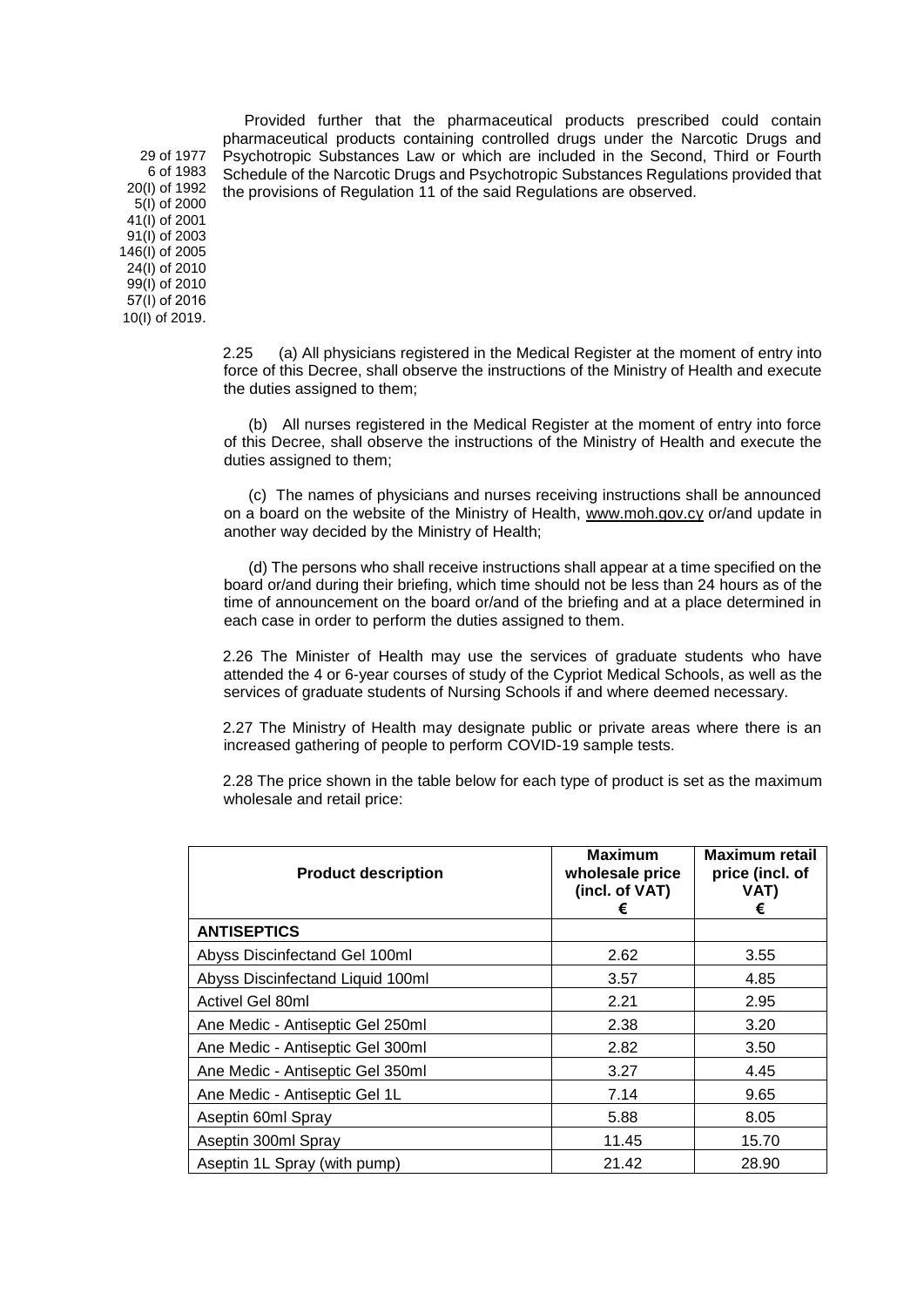Provided further that the pharmaceutical products prescribed could contain pharmaceutical products containing controlled drugs under the Narcotic Drugs and Psychotropic Substances Law or which are included in the Second, Third or Fourth Schedule of the Narcotic Drugs and Psychotropic Substances Regulations provided that the provisions of Regulation 11 of the said Regulations are observed.

29 of 1977
6 of 1983
20(I) of 1992
5(I) of 2000
41(I) of 2001
91(I) of 2003
146(I) of 2005
24(I) of 2010
99(I) of 2010
57(I) of 2016
10(I) of 2019.

2.25 (a) All physicians registered in the Medical Register at the moment of entry into force of this Decree, shall observe the instructions of the Ministry of Health and execute the duties assigned to them;

(b) All nurses registered in the Medical Register at the moment of entry into force of this Decree, shall observe the instructions of the Ministry of Health and execute the duties assigned to them;

(c) The names of physicians and nurses receiving instructions shall be announced on a board on the website of the Ministry of Health, www.moh.gov.cy or/and update in another way decided by the Ministry of Health;

(d) The persons who shall receive instructions shall appear at a time specified on the board or/and during their briefing, which time should not be less than 24 hours as of the time of announcement on the board or/and of the briefing and at a place determined in each case in order to perform the duties assigned to them.

2.26 The Minister of Health may use the services of graduate students who have attended the 4 or 6-year courses of study of the Cypriot Medical Schools, as well as the services of graduate students of Nursing Schools if and where deemed necessary.

2.27 The Ministry of Health may designate public or private areas where there is an increased gathering of people to perform COVID-19 sample tests.

2.28 The price shown in the table below for each type of product is set as the maximum wholesale and retail price:

| Product description | Maximum wholesale price (incl. of VAT) € | Maximum retail price (incl. of VAT) € |
|---|---|---|
| **ANTISEPTICS** | | |
| Abyss Discinfectand Gel 100ml | 2.62 | 3.55 |
| Abyss Discinfectand Liquid 100ml | 3.57 | 4.85 |
| Activel Gel 80ml | 2.21 | 2.95 |
| Ane Medic - Antiseptic Gel 250ml | 2.38 | 3.20 |
| Ane Medic - Antiseptic Gel 300ml | 2.82 | 3.50 |
| Ane Medic - Antiseptic Gel 350ml | 3.27 | 4.45 |
| Ane Medic - Antiseptic Gel 1L | 7.14 | 9.65 |
| Aseptin 60ml Spray | 5.88 | 8.05 |
| Aseptin 300ml Spray | 11.45 | 15.70 |
| Aseptin 1L Spray (with pump) | 21.42 | 28.90 |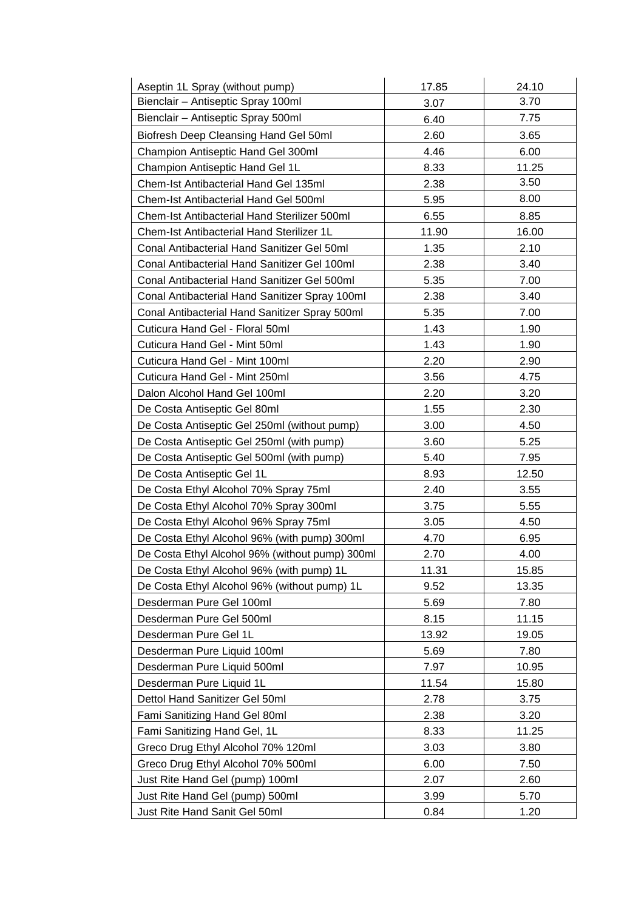| | | |
|---|---|---|
| Aseptin 1L Spray (without pump) | 17.85 | 24.10 |
| Bienclair – Antiseptic Spray 100ml | 3.07 | 3.70 |
| Bienclair – Antiseptic Spray 500ml | 6.40 | 7.75 |
| Biofresh Deep Cleansing Hand Gel 50ml | 2.60 | 3.65 |
| Champion Antiseptic Hand Gel 300ml | 4.46 | 6.00 |
| Champion Antiseptic Hand Gel 1L | 8.33 | 11.25 |
| Chem-Ist Antibacterial Hand Gel 135ml | 2.38 | 3.50 |
| Chem-Ist Antibacterial Hand Gel 500ml | 5.95 | 8.00 |
| Chem-Ist Antibacterial Hand Sterilizer 500ml | 6.55 | 8.85 |
| Chem-Ist Antibacterial Hand Sterilizer 1L | 11.90 | 16.00 |
| Conal Antibacterial Hand Sanitizer Gel 50ml | 1.35 | 2.10 |
| Conal Antibacterial Hand Sanitizer Gel 100ml | 2.38 | 3.40 |
| Conal Antibacterial Hand Sanitizer Gel 500ml | 5.35 | 7.00 |
| Conal Antibacterial Hand Sanitizer Spray 100ml | 2.38 | 3.40 |
| Conal Antibacterial Hand Sanitizer Spray 500ml | 5.35 | 7.00 |
| Cuticura Hand Gel - Floral 50ml | 1.43 | 1.90 |
| Cuticura Hand Gel - Mint 50ml | 1.43 | 1.90 |
| Cuticura Hand Gel - Mint 100ml | 2.20 | 2.90 |
| Cuticura Hand Gel - Mint 250ml | 3.56 | 4.75 |
| Dalon Alcohol Hand Gel 100ml | 2.20 | 3.20 |
| De Costa Antiseptic Gel 80ml | 1.55 | 2.30 |
| De Costa Antiseptic Gel 250ml (without pump) | 3.00 | 4.50 |
| De Costa Antiseptic Gel 250ml (with pump) | 3.60 | 5.25 |
| De Costa Antiseptic Gel 500ml (with pump) | 5.40 | 7.95 |
| De Costa Antiseptic Gel 1L | 8.93 | 12.50 |
| De Costa Ethyl Alcohol 70% Spray 75ml | 2.40 | 3.55 |
| De Costa Ethyl Alcohol 70% Spray 300ml | 3.75 | 5.55 |
| De Costa Ethyl Alcohol 96% Spray 75ml | 3.05 | 4.50 |
| De Costa Ethyl Alcohol 96% (with pump) 300ml | 4.70 | 6.95 |
| De Costa Ethyl Alcohol 96% (without pump) 300ml | 2.70 | 4.00 |
| De Costa Ethyl Alcohol 96% (with pump) 1L | 11.31 | 15.85 |
| De Costa Ethyl Alcohol 96% (without pump) 1L | 9.52 | 13.35 |
| Desderman Pure Gel 100ml | 5.69 | 7.80 |
| Desderman Pure Gel 500ml | 8.15 | 11.15 |
| Desderman Pure Gel 1L | 13.92 | 19.05 |
| Desderman Pure Liquid 100ml | 5.69 | 7.80 |
| Desderman Pure Liquid 500ml | 7.97 | 10.95 |
| Desderman Pure Liquid 1L | 11.54 | 15.80 |
| Dettol Hand Sanitizer Gel 50ml | 2.78 | 3.75 |
| Fami Sanitizing Hand Gel 80ml | 2.38 | 3.20 |
| Fami Sanitizing Hand Gel, 1L | 8.33 | 11.25 |
| Greco Drug Ethyl Alcohol 70% 120ml | 3.03 | 3.80 |
| Greco Drug Ethyl Alcohol 70% 500ml | 6.00 | 7.50 |
| Just Rite Hand Gel (pump) 100ml | 2.07 | 2.60 |
| Just Rite Hand Gel (pump) 500ml | 3.99 | 5.70 |
| Just Rite Hand Sanit Gel 50ml | 0.84 | 1.20 |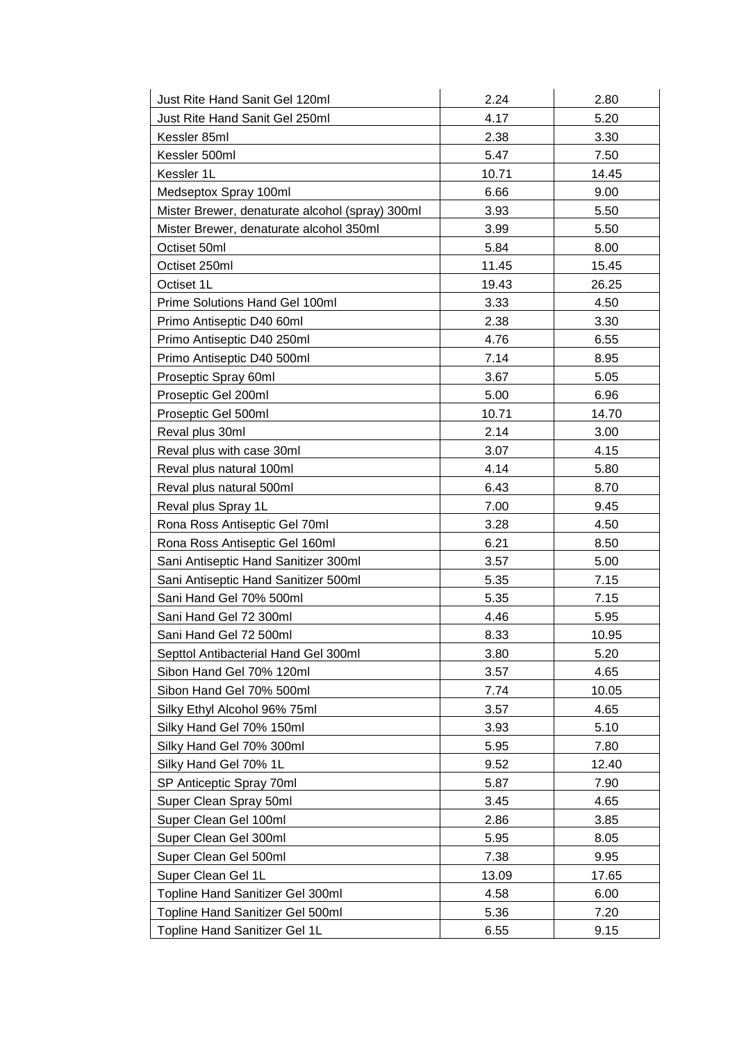| Just Rite Hand Sanit Gel 120ml | 2.24 | 2.80 |
|---|---|---|
| Just Rite Hand Sanit Gel 250ml | 4.17 | 5.20 |
| Kessler 85ml | 2.38 | 3.30 |
| Kessler 500ml | 5.47 | 7.50 |
| Kessler 1L | 10.71 | 14.45 |
| Medseptox Spray 100ml | 6.66 | 9.00 |
| Mister Brewer, denaturate alcohol (spray) 300ml | 3.93 | 5.50 |
| Mister Brewer, denaturate alcohol 350ml | 3.99 | 5.50 |
| Octiset 50ml | 5.84 | 8.00 |
| Octiset 250ml | 11.45 | 15.45 |
| Octiset 1L | 19.43 | 26.25 |
| Prime Solutions Hand Gel 100ml | 3.33 | 4.50 |
| Primo Antiseptic D40 60ml | 2.38 | 3.30 |
| Primo Antiseptic D40 250ml | 4.76 | 6.55 |
| Primo Antiseptic D40 500ml | 7.14 | 8.95 |
| Proseptic Spray 60ml | 3.67 | 5.05 |
| Proseptic Gel 200ml | 5.00 | 6.96 |
| Proseptic Gel 500ml | 10.71 | 14.70 |
| Reval plus 30ml | 2.14 | 3.00 |
| Reval plus with case 30ml | 3.07 | 4.15 |
| Reval plus natural 100ml | 4.14 | 5.80 |
| Reval plus natural 500ml | 6.43 | 8.70 |
| Reval plus Spray 1L | 7.00 | 9.45 |
| Rona Ross Antiseptic Gel 70ml | 3.28 | 4.50 |
| Rona Ross Antiseptic Gel 160ml | 6.21 | 8.50 |
| Sani Antiseptic Hand Sanitizer 300ml | 3.57 | 5.00 |
| Sani Antiseptic Hand Sanitizer 500ml | 5.35 | 7.15 |
| Sani Hand Gel 70% 500ml | 5.35 | 7.15 |
| Sani Hand Gel 72 300ml | 4.46 | 5.95 |
| Sani Hand Gel 72 500ml | 8.33 | 10.95 |
| Septtol Antibacterial Hand Gel 300ml | 3.80 | 5.20 |
| Sibon Hand Gel 70% 120ml | 3.57 | 4.65 |
| Sibon Hand Gel 70% 500ml | 7.74 | 10.05 |
| Silky Ethyl Alcohol 96% 75ml | 3.57 | 4.65 |
| Silky Hand Gel 70% 150ml | 3.93 | 5.10 |
| Silky Hand Gel 70% 300ml | 5.95 | 7.80 |
| Silky Hand Gel 70% 1L | 9.52 | 12.40 |
| SP Anticeptic Spray 70ml | 5.87 | 7.90 |
| Super Clean Spray 50ml | 3.45 | 4.65 |
| Super Clean Gel 100ml | 2.86 | 3.85 |
| Super Clean Gel 300ml | 5.95 | 8.05 |
| Super Clean Gel 500ml | 7.38 | 9.95 |
| Super Clean Gel 1L | 13.09 | 17.65 |
| Topline Hand Sanitizer Gel 300ml | 4.58 | 6.00 |
| Topline Hand Sanitizer Gel 500ml | 5.36 | 7.20 |
| Topline Hand Sanitizer Gel 1L | 6.55 | 9.15 |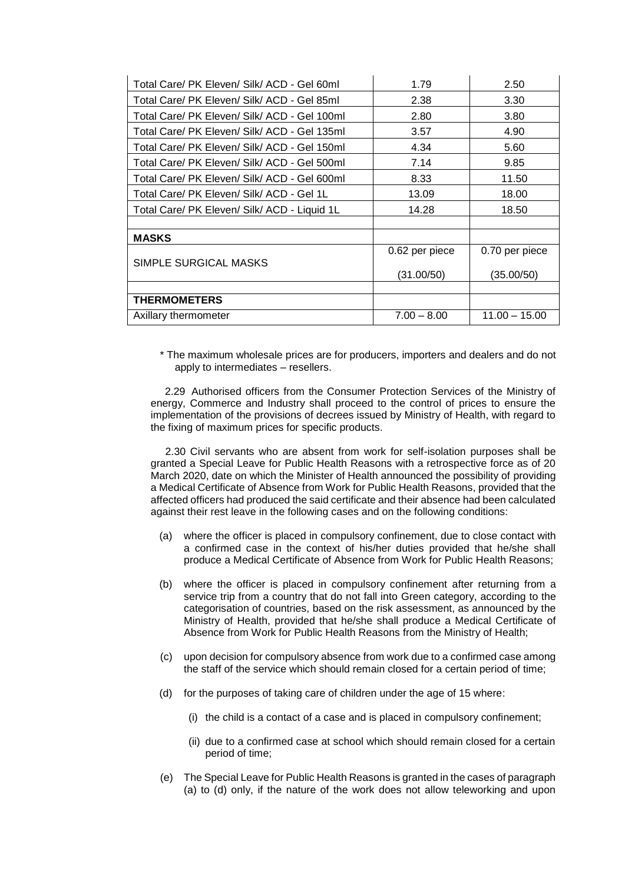| | | |
|---|---|---|
| Total Care/ PK Eleven/ Silk/ ACD - Gel 60ml | 1.79 | 2.50 |
| Total Care/ PK Eleven/ Silk/ ACD - Gel 85ml | 2.38 | 3.30 |
| Total Care/ PK Eleven/ Silk/ ACD - Gel 100ml | 2.80 | 3.80 |
| Total Care/ PK Eleven/ Silk/ ACD - Gel 135ml | 3.57 | 4.90 |
| Total Care/ PK Eleven/ Silk/ ACD - Gel 150ml | 4.34 | 5.60 |
| Total Care/ PK Eleven/ Silk/ ACD - Gel 500ml | 7.14 | 9.85 |
| Total Care/ PK Eleven/ Silk/ ACD - Gel 600ml | 8.33 | 11.50 |
| Total Care/ PK Eleven/ Silk/ ACD - Gel 1L | 13.09 | 18.00 |
| Total Care/ PK Eleven/ Silk/ ACD - Liquid 1L | 14.28 | 18.50 |
| | | |
| **MASKS** | | |
| SIMPLE SURGICAL MASKS | 0.62 per piece (31.00/50) | 0.70 per piece (35.00/50) |
| | | |
| **THERMOMETERS** | | |
| Axillary thermometer | 7.00 – 8.00 | 11.00 – 15.00 |

\* The maximum wholesale prices are for producers, importers and dealers and do not apply to intermediates – resellers.

2.29 Authorised officers from the Consumer Protection Services of the Ministry of energy, Commerce and Industry shall proceed to the control of prices to ensure the implementation of the provisions of decrees issued by Ministry of Health, with regard to the fixing of maximum prices for specific products.

2.30 Civil servants who are absent from work for self-isolation purposes shall be granted a Special Leave for Public Health Reasons with a retrospective force as of 20 March 2020, date on which the Minister of Health announced the possibility of providing a Medical Certificate of Absence from Work for Public Health Reasons, provided that the affected officers had produced the said certificate and their absence had been calculated against their rest leave in the following cases and on the following conditions:

(a) where the officer is placed in compulsory confinement, due to close contact with a confirmed case in the context of his/her duties provided that he/she shall produce a Medical Certificate of Absence from Work for Public Health Reasons;

(b) where the officer is placed in compulsory confinement after returning from a service trip from a country that do not fall into Green category, according to the categorisation of countries, based on the risk assessment, as announced by the Ministry of Health, provided that he/she shall produce a Medical Certificate of Absence from Work for Public Health Reasons from the Ministry of Health;

(c) upon decision for compulsory absence from work due to a confirmed case among the staff of the service which should remain closed for a certain period of time;

(d) for the purposes of taking care of children under the age of 15 where:

(i) the child is a contact of a case and is placed in compulsory confinement;

(ii) due to a confirmed case at school which should remain closed for a certain period of time;

(e) The Special Leave for Public Health Reasons is granted in the cases of paragraph (a) to (d) only, if the nature of the work does not allow teleworking and upon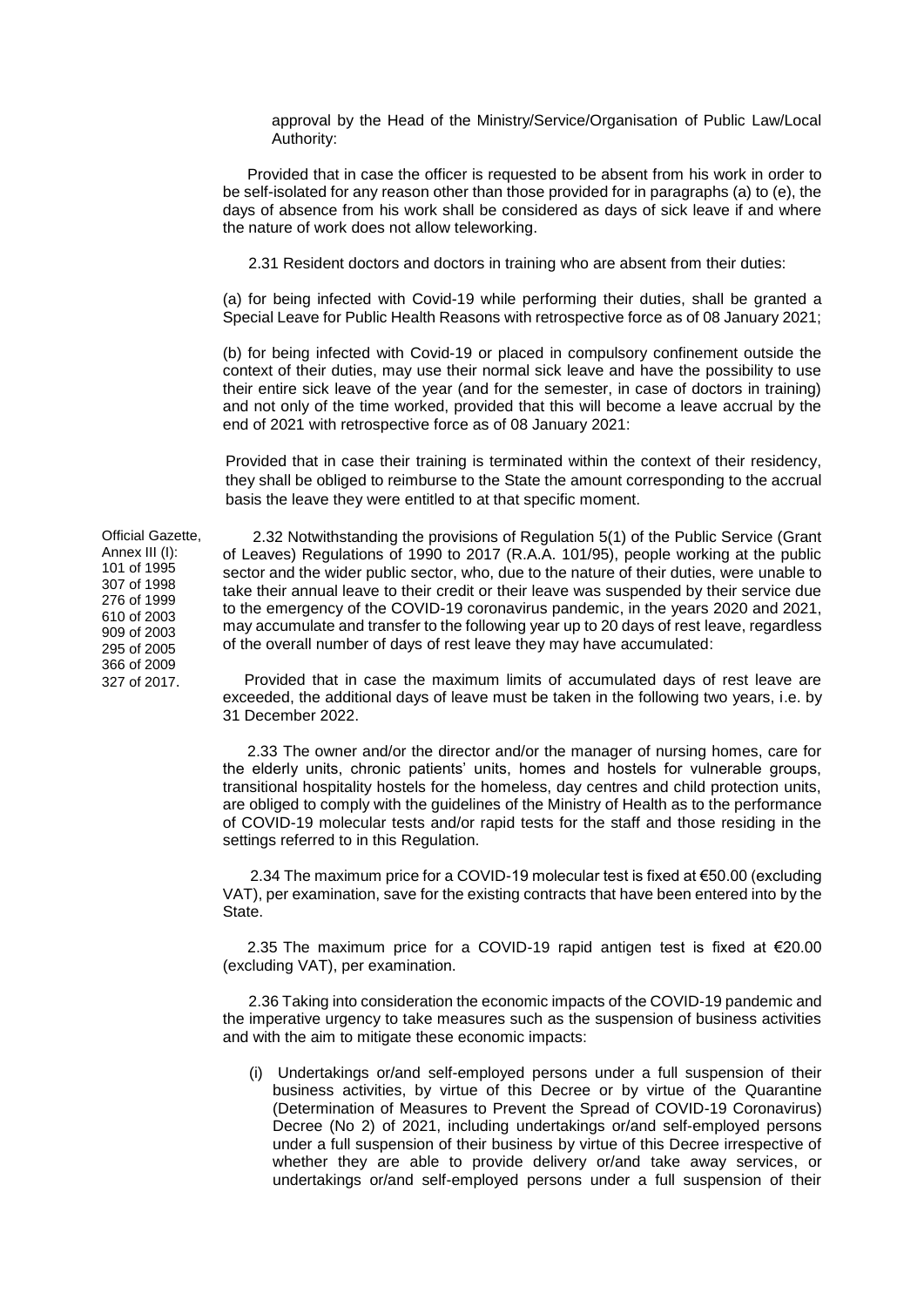approval by the Head of the Ministry/Service/Organisation of Public Law/Local Authority:

Provided that in case the officer is requested to be absent from his work in order to be self-isolated for any reason other than those provided for in paragraphs (a) to (e), the days of absence from his work shall be considered as days of sick leave if and where the nature of work does not allow teleworking.

2.31 Resident doctors and doctors in training who are absent from their duties:

(a) for being infected with Covid-19 while performing their duties, shall be granted a Special Leave for Public Health Reasons with retrospective force as of 08 January 2021;

(b) for being infected with Covid-19 or placed in compulsory confinement outside the context of their duties, may use their normal sick leave and have the possibility to use their entire sick leave of the year (and for the semester, in case of doctors in training) and not only of the time worked, provided that this will become a leave accrual by the end of 2021 with retrospective force as of 08 January 2021:

Provided that in case their training is terminated within the context of their residency, they shall be obliged to reimburse to the State the amount corresponding to the accrual basis the leave they were entitled to at that specific moment.

Official Gazette, Annex III (I): 101 of 1995 307 of 1998 276 of 1999 610 of 2003 909 of 2003 295 of 2005 366 of 2009 327 of 2017.

2.32 Notwithstanding the provisions of Regulation 5(1) of the Public Service (Grant of Leaves) Regulations of 1990 to 2017 (R.A.A. 101/95), people working at the public sector and the wider public sector, who, due to the nature of their duties, were unable to take their annual leave to their credit or their leave was suspended by their service due to the emergency of the COVID-19 coronavirus pandemic, in the years 2020 and 2021, may accumulate and transfer to the following year up to 20 days of rest leave, regardless of the overall number of days of rest leave they may have accumulated:

Provided that in case the maximum limits of accumulated days of rest leave are exceeded, the additional days of leave must be taken in the following two years, i.e. by 31 December 2022.

2.33 The owner and/or the director and/or the manager of nursing homes, care for the elderly units, chronic patients' units, homes and hostels for vulnerable groups, transitional hospitality hostels for the homeless, day centres and child protection units, are obliged to comply with the guidelines of the Ministry of Health as to the performance of COVID-19 molecular tests and/or rapid tests for the staff and those residing in the settings referred to in this Regulation.

2.34 The maximum price for a COVID-19 molecular test is fixed at €50.00 (excluding VAT), per examination, save for the existing contracts that have been entered into by the State.

2.35 The maximum price for a COVID-19 rapid antigen test is fixed at €20.00 (excluding VAT), per examination.

2.36 Taking into consideration the economic impacts of the COVID-19 pandemic and the imperative urgency to take measures such as the suspension of business activities and with the aim to mitigate these economic impacts:

(i) Undertakings or/and self-employed persons under a full suspension of their business activities, by virtue of this Decree or by virtue of the Quarantine (Determination of Measures to Prevent the Spread of COVID-19 Coronavirus) Decree (No 2) of 2021, including undertakings or/and self-employed persons under a full suspension of their business by virtue of this Decree irrespective of whether they are able to provide delivery or/and take away services, or undertakings or/and self-employed persons under a full suspension of their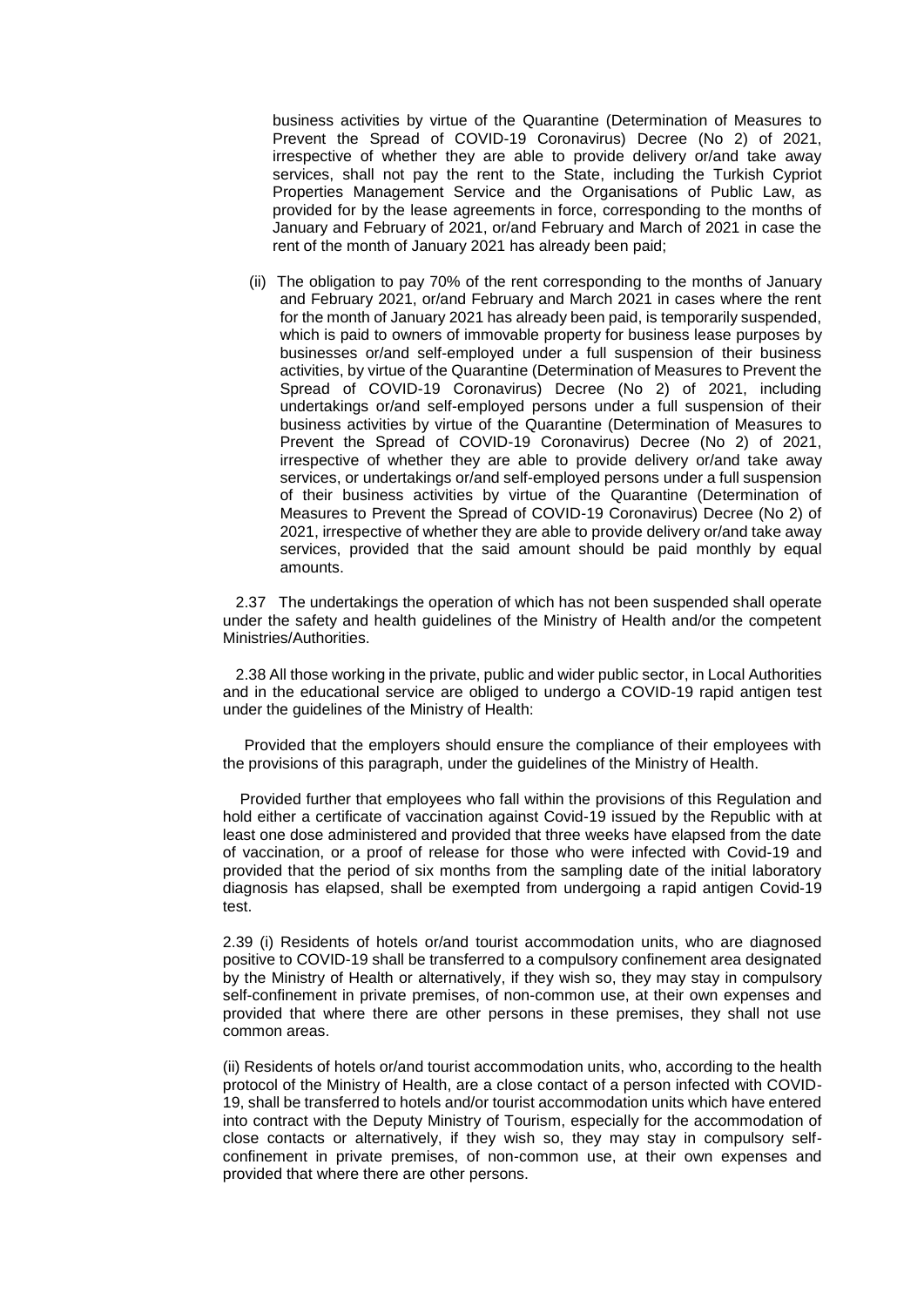business activities by virtue of the Quarantine (Determination of Measures to Prevent the Spread of COVID-19 Coronavirus) Decree (No 2) of 2021, irrespective of whether they are able to provide delivery or/and take away services, shall not pay the rent to the State, including the Turkish Cypriot Properties Management Service and the Organisations of Public Law, as provided for by the lease agreements in force, corresponding to the months of January and February of 2021, or/and February and March of 2021 in case the rent of the month of January 2021 has already been paid;

(ii) The obligation to pay 70% of the rent corresponding to the months of January and February 2021, or/and February and March 2021 in cases where the rent for the month of January 2021 has already been paid, is temporarily suspended, which is paid to owners of immovable property for business lease purposes by businesses or/and self-employed under a full suspension of their business activities, by virtue of the Quarantine (Determination of Measures to Prevent the Spread of COVID-19 Coronavirus) Decree (No 2) of 2021, including undertakings or/and self-employed persons under a full suspension of their business activities by virtue of the Quarantine (Determination of Measures to Prevent the Spread of COVID-19 Coronavirus) Decree (No 2) of 2021, irrespective of whether they are able to provide delivery or/and take away services, or undertakings or/and self-employed persons under a full suspension of their business activities by virtue of the Quarantine (Determination of Measures to Prevent the Spread of COVID-19 Coronavirus) Decree (No 2) of 2021, irrespective of whether they are able to provide delivery or/and take away services, provided that the said amount should be paid monthly by equal amounts.

2.37 The undertakings the operation of which has not been suspended shall operate under the safety and health guidelines of the Ministry of Health and/or the competent Ministries/Authorities.

2.38 All those working in the private, public and wider public sector, in Local Authorities and in the educational service are obliged to undergo a COVID-19 rapid antigen test under the guidelines of the Ministry of Health:

Provided that the employers should ensure the compliance of their employees with the provisions of this paragraph, under the guidelines of the Ministry of Health.

Provided further that employees who fall within the provisions of this Regulation and hold either a certificate of vaccination against Covid-19 issued by the Republic with at least one dose administered and provided that three weeks have elapsed from the date of vaccination, or a proof of release for those who were infected with Covid-19 and provided that the period of six months from the sampling date of the initial laboratory diagnosis has elapsed, shall be exempted from undergoing a rapid antigen Covid-19 test.

2.39 (i) Residents of hotels or/and tourist accommodation units, who are diagnosed positive to COVID-19 shall be transferred to a compulsory confinement area designated by the Ministry of Health or alternatively, if they wish so, they may stay in compulsory self-confinement in private premises, of non-common use, at their own expenses and provided that where there are other persons in these premises, they shall not use common areas.

(ii) Residents of hotels or/and tourist accommodation units, who, according to the health protocol of the Ministry of Health, are a close contact of a person infected with COVID-19, shall be transferred to hotels and/or tourist accommodation units which have entered into contract with the Deputy Ministry of Tourism, especially for the accommodation of close contacts or alternatively, if they wish so, they may stay in compulsory self-confinement in private premises, of non-common use, at their own expenses and provided that where there are other persons.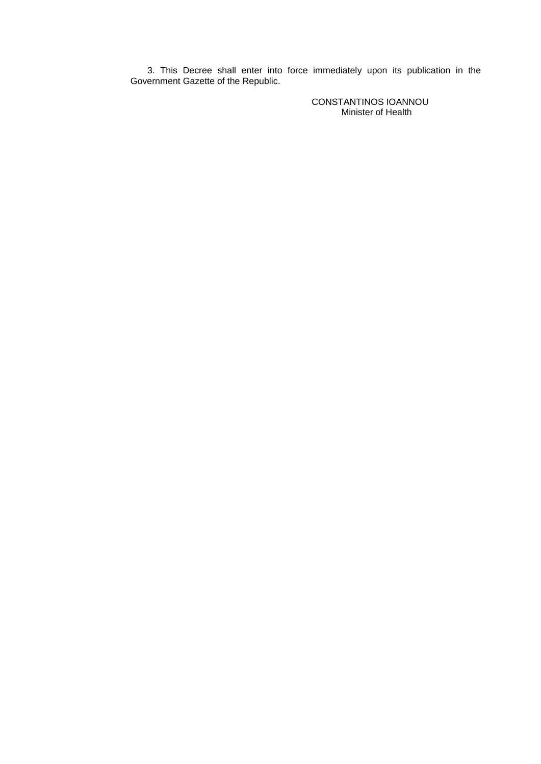3. This Decree shall enter into force immediately upon its publication in the Government Gazette of the Republic.

CONSTANTINOS IOANNOU
Minister of Health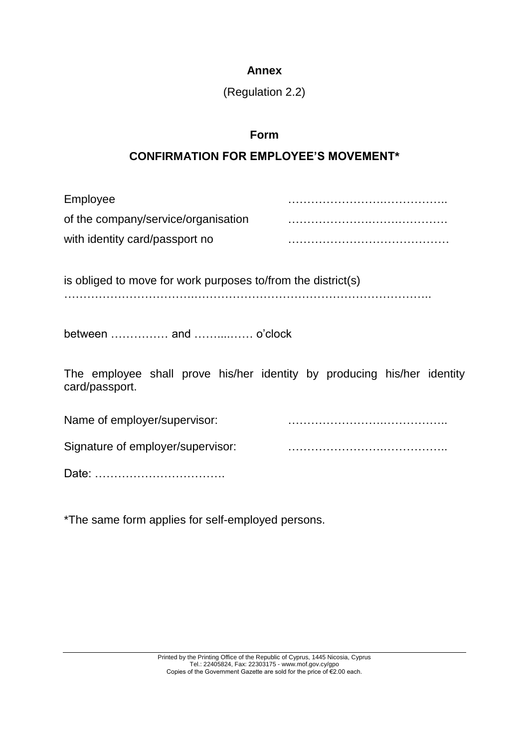**Annex**

(Regulation 2.2)

**Form**

**CONFIRMATION FOR EMPLOYEE'S MOVEMENT***

Employee ……………………..……………..

of the company/service/organisation ……………………..…………………

with identity card/passport no ……………………………………

is obliged to move for work purposes to/from the district(s) ……………………………..………………………………………………..

between …………… and ……...…… o'clock

The employee shall prove his/her identity by producing his/her identity card/passport.

Name of employer/supervisor: ……………………..……………..

Signature of employer/supervisor: ……………………..……………..

Date: …………………………….

*The same form applies for self-employed persons.

Printed by the Printing Office of the Republic of Cyprus, 1445 Nicosia, Cyprus
Tel.: 22405824, Fax: 22303175 - www.mof.gov.cy/gpo
Copies of the Government Gazette are sold for the price of €2.00 each.